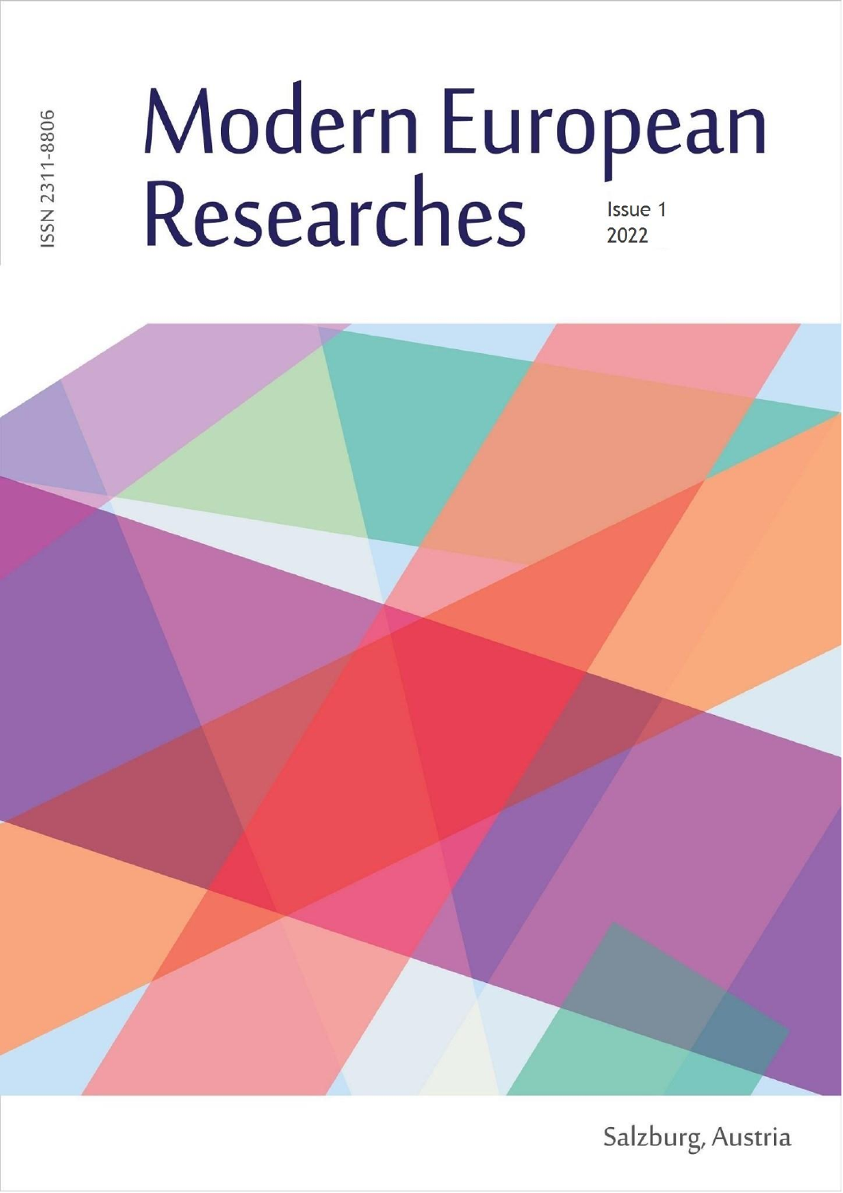ISSN 2311-8806

# Modern European Researches

Issue 1
2022

Salzburg, Austria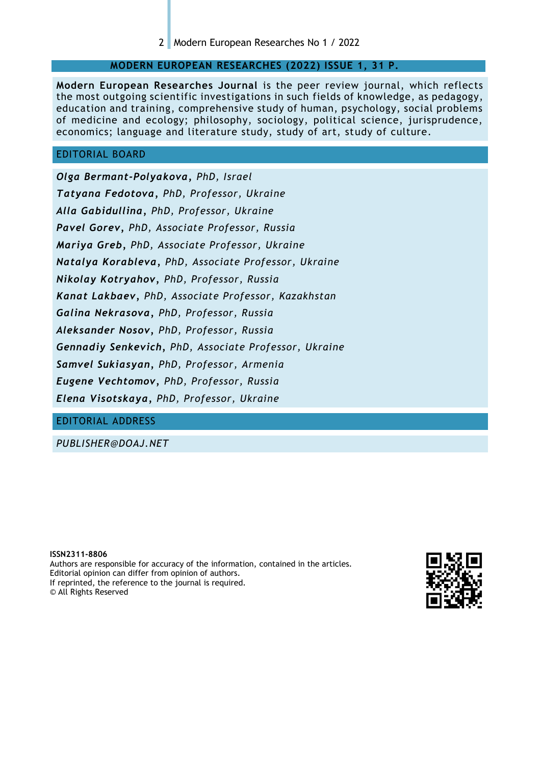## MODERN EUROPEAN RESEARCHES (2022) ISSUE 1, 31 P.

**Modern European Researches Journal** is the peer review journal, which reflects the most outgoing scientific investigations in such fields of knowledge, as pedagogy, education and training, comprehensive study of human, psychology, social problems of medicine and ecology; philosophy, sociology, political science, jurisprudence, economics; language and literature study, study of art, study of culture.

## EDITORIAL BOARD

***Olga Bermant-Polyakova***, *PhD, Israel*

***Tatyana Fedotova***, *PhD, Professor, Ukraine*

***Alla Gabidullina***, *PhD, Professor, Ukraine*

***Pavel Gorev***, *PhD, Associate Professor, Russia*

***Mariya Greb***, *PhD, Associate Professor, Ukraine*

***Natalya Korableva***, *PhD, Associate Professor, Ukraine*

***Nikolay Kotryahov***, *PhD, Professor, Russia*

***Kanat Lakbaev***, *PhD, Associate Professor, Kazakhstan*

***Galina Nekrasova***, *PhD, Professor, Russia*

***Aleksander Nosov***, *PhD, Professor, Russia*

***Gennadiy Senkevich***, *PhD, Associate Professor, Ukraine*

***Samvel Sukiasyan***, *PhD, Professor, Armenia*

***Eugene Vechtomov***, *PhD, Professor, Russia*

***Elena Visotskaya***, *PhD, Professor, Ukraine*

## EDITORIAL ADDRESS

*PUBLISHER@DOAJ.NET*

**ISSN2311-8806**
Authors are responsible for accuracy of the information, contained in the articles.
Editorial opinion can differ from opinion of authors.
If reprinted, the reference to the journal is required.
© All Rights Reserved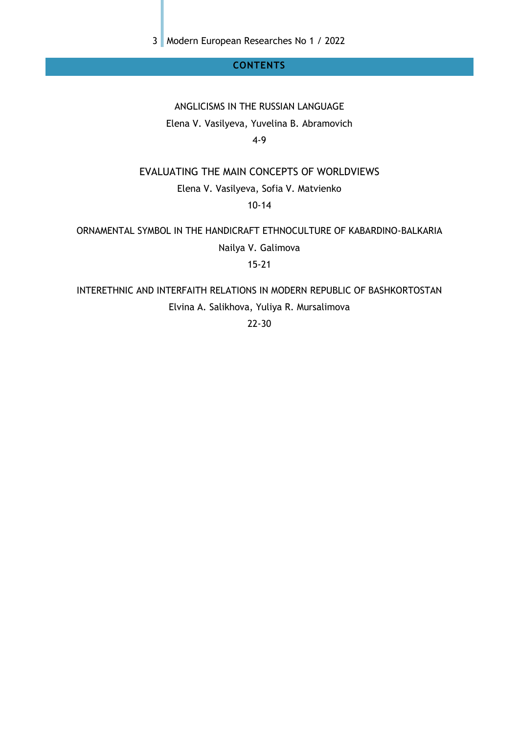## CONTENTS

ANGLICISMS IN THE RUSSIAN LANGUAGE

Elena V. Vasilyeva, Yuvelina B. Abramovich

4-9

EVALUATING THE MAIN CONCEPTS OF WORLDVIEWS

Elena V. Vasilyeva, Sofia V. Matvienko

10-14

ORNAMENTAL SYMBOL IN THE HANDICRAFT ETHNOCULTURE OF KABARDINO-BALKARIA

Nailya V. Galimova

15-21

INTERETHNIC AND INTERFAITH RELATIONS IN MODERN REPUBLIC OF BASHKORTOSTAN

Elvina A. Salikhova, Yuliya R. Mursalimova

22-30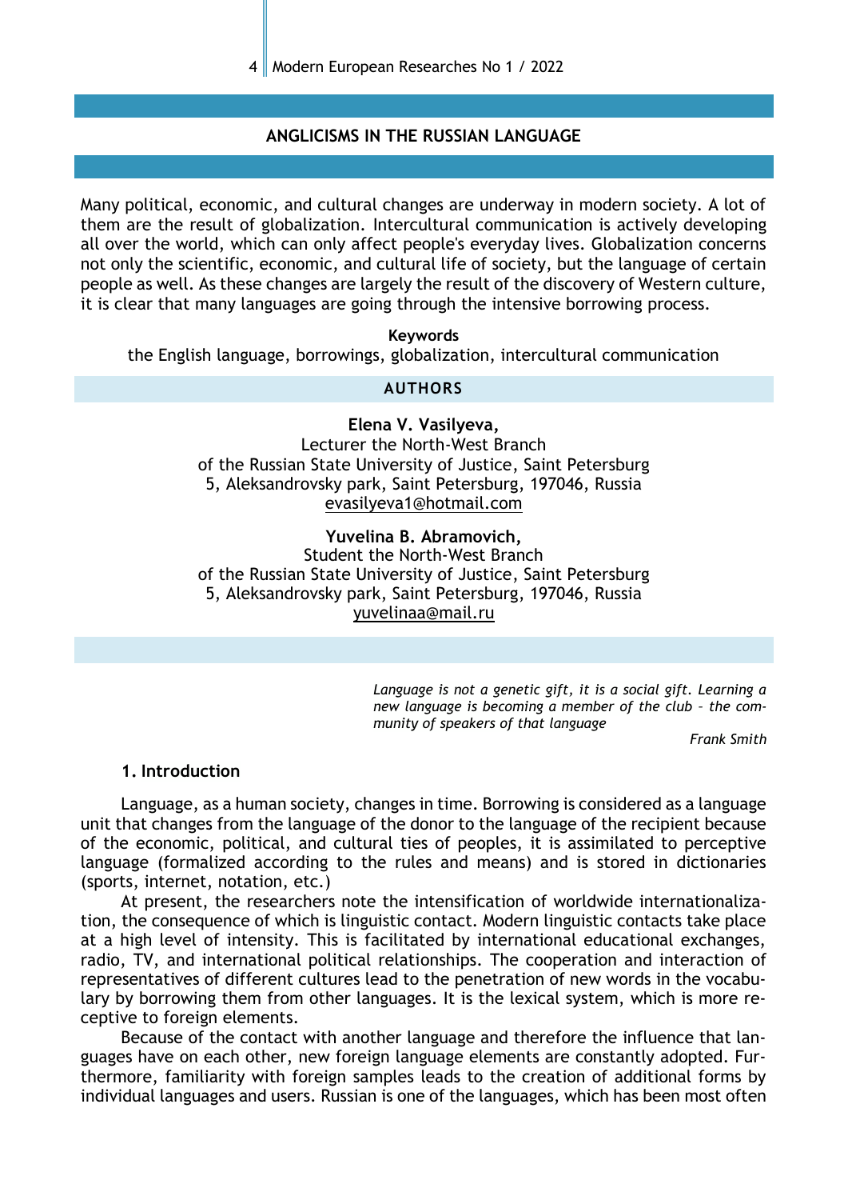# ANGLICISMS IN THE RUSSIAN LANGUAGE

Many political, economic, and cultural changes are underway in modern society. A lot of them are the result of globalization. Intercultural communication is actively developing all over the world, which can only affect people's everyday lives. Globalization concerns not only the scientific, economic, and cultural life of society, but the language of certain people as well. As these changes are largely the result of the discovery of Western culture, it is clear that many languages are going through the intensive borrowing process.

**Keywords**

the English language, borrowings, globalization, intercultural communication

**AUTHORS**

**Elena V. Vasilyeva,**
Lecturer the North-West Branch
of the Russian State University of Justice, Saint Petersburg
5, Aleksandrovsky park, Saint Petersburg, 197046, Russia
evasilyeva1@hotmail.com

**Yuvelina B. Abramovich,**
Student the North-West Branch
of the Russian State University of Justice, Saint Petersburg
5, Aleksandrovsky park, Saint Petersburg, 197046, Russia
yuvelinaa@mail.ru

*Language is not a genetic gift, it is a social gift. Learning a new language is becoming a member of the club – the community of speakers of that language*

*Frank Smith*

## 1. Introduction

Language, as a human society, changes in time. Borrowing is considered as a language unit that changes from the language of the donor to the language of the recipient because of the economic, political, and cultural ties of peoples, it is assimilated to perceptive language (formalized according to the rules and means) and is stored in dictionaries (sports, internet, notation, etc.)

At present, the researchers note the intensification of worldwide internationalization, the consequence of which is linguistic contact. Modern linguistic contacts take place at a high level of intensity. This is facilitated by international educational exchanges, radio, TV, and international political relationships. The cooperation and interaction of representatives of different cultures lead to the penetration of new words in the vocabulary by borrowing them from other languages. It is the lexical system, which is more receptive to foreign elements.

Because of the contact with another language and therefore the influence that languages have on each other, new foreign language elements are constantly adopted. Furthermore, familiarity with foreign samples leads to the creation of additional forms by individual languages and users. Russian is one of the languages, which has been most often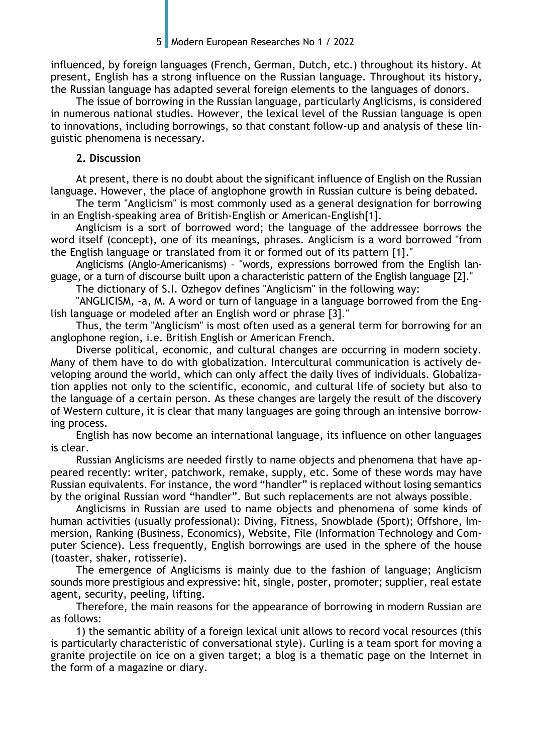influenced, by foreign languages (French, German, Dutch, etc.) throughout its history. At present, English has a strong influence on the Russian language. Throughout its history, the Russian language has adapted several foreign elements to the languages of donors.

The issue of borrowing in the Russian language, particularly Anglicisms, is considered in numerous national studies. However, the lexical level of the Russian language is open to innovations, including borrowings, so that constant follow-up and analysis of these linguistic phenomena is necessary.

## 2. Discussion

At present, there is no doubt about the significant influence of English on the Russian language. However, the place of anglophone growth in Russian culture is being debated.

The term "Anglicism" is most commonly used as a general designation for borrowing in an English-speaking area of British-English or American-English[1].

Anglicism is a sort of borrowed word; the language of the addressee borrows the word itself (concept), one of its meanings, phrases. Anglicism is a word borrowed "from the English language or translated from it or formed out of its pattern [1]."

Anglicisms (Anglo-Americanisms) – "words, expressions borrowed from the English language, or a turn of discourse built upon a characteristic pattern of the English language [2]."

The dictionary of S.I. Ozhegov defines "Anglicism" in the following way:

"ANGLICISM, -a, M. A word or turn of language in a language borrowed from the English language or modeled after an English word or phrase [3]."

Thus, the term "Anglicism" is most often used as a general term for borrowing for an anglophone region, i.e. British English or American French.

Diverse political, economic, and cultural changes are occurring in modern society. Many of them have to do with globalization. Intercultural communication is actively developing around the world, which can only affect the daily lives of individuals. Globalization applies not only to the scientific, economic, and cultural life of society but also to the language of a certain person. As these changes are largely the result of the discovery of Western culture, it is clear that many languages are going through an intensive borrowing process.

English has now become an international language, its influence on other languages is clear.

Russian Anglicisms are needed firstly to name objects and phenomena that have appeared recently: writer, patchwork, remake, supply, etc. Some of these words may have Russian equivalents. For instance, the word "handler" is replaced without losing semantics by the original Russian word "handler". But such replacements are not always possible.

Anglicisms in Russian are used to name objects and phenomena of some kinds of human activities (usually professional): Diving, Fitness, Snowblade (Sport); Offshore, Immersion, Ranking (Business, Economics), Website, File (Information Technology and Computer Science). Less frequently, English borrowings are used in the sphere of the house (toaster, shaker, rotisserie).

The emergence of Anglicisms is mainly due to the fashion of language; Anglicism sounds more prestigious and expressive: hit, single, poster, promoter; supplier, real estate agent, security, peeling, lifting.

Therefore, the main reasons for the appearance of borrowing in modern Russian are as follows:

1) the semantic ability of a foreign lexical unit allows to record vocal resources (this is particularly characteristic of conversational style). Curling is a team sport for moving a granite projectile on ice on a given target; a blog is a thematic page on the Internet in the form of a magazine or diary.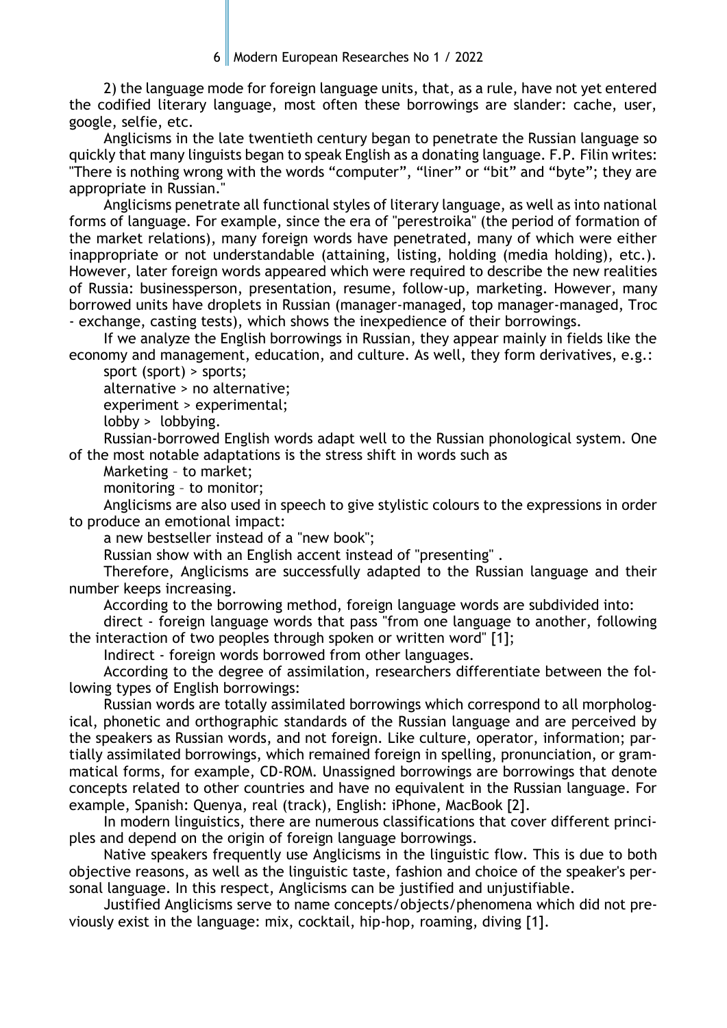2) the language mode for foreign language units, that, as a rule, have not yet entered the codified literary language, most often these borrowings are slander: cache, user, google, selfie, etc.

Anglicisms in the late twentieth century began to penetrate the Russian language so quickly that many linguists began to speak English as a donating language. F.P. Filin writes: "There is nothing wrong with the words "computer", "liner" or "bit" and "byte"; they are appropriate in Russian."

Anglicisms penetrate all functional styles of literary language, as well as into national forms of language. For example, since the era of "perestroika" (the period of formation of the market relations), many foreign words have penetrated, many of which were either inappropriate or not understandable (attaining, listing, holding (media holding), etc.). However, later foreign words appeared which were required to describe the new realities of Russia: businessperson, presentation, resume, follow-up, marketing. However, many borrowed units have droplets in Russian (manager-managed, top manager-managed, Troc - exchange, casting tests), which shows the inexpedience of their borrowings.

If we analyze the English borrowings in Russian, they appear mainly in fields like the economy and management, education, and culture. As well, they form derivatives, e.g.:

sport (sport) > sports;

alternative > no alternative;

experiment > experimental;

lobby > lobbying.

Russian-borrowed English words adapt well to the Russian phonological system. One of the most notable adaptations is the stress shift in words such as

Marketing – to market;

monitoring – to monitor;

Anglicisms are also used in speech to give stylistic colours to the expressions in order to produce an emotional impact:

a new bestseller instead of a "new book";

Russian show with an English accent instead of "presenting" .

Therefore, Anglicisms are successfully adapted to the Russian language and their number keeps increasing.

According to the borrowing method, foreign language words are subdivided into:

direct - foreign language words that pass "from one language to another, following the interaction of two peoples through spoken or written word" [1];

Indirect - foreign words borrowed from other languages.

According to the degree of assimilation, researchers differentiate between the following types of English borrowings:

Russian words are totally assimilated borrowings which correspond to all morphological, phonetic and orthographic standards of the Russian language and are perceived by the speakers as Russian words, and not foreign. Like culture, operator, information; partially assimilated borrowings, which remained foreign in spelling, pronunciation, or grammatical forms, for example, CD-ROM. Unassigned borrowings are borrowings that denote concepts related to other countries and have no equivalent in the Russian language. For example, Spanish: Quenya, real (track), English: iPhone, MacBook [2].

In modern linguistics, there are numerous classifications that cover different principles and depend on the origin of foreign language borrowings.

Native speakers frequently use Anglicisms in the linguistic flow. This is due to both objective reasons, as well as the linguistic taste, fashion and choice of the speaker's personal language. In this respect, Anglicisms can be justified and unjustifiable.

Justified Anglicisms serve to name concepts/objects/phenomena which did not previously exist in the language: mix, cocktail, hip-hop, roaming, diving [1].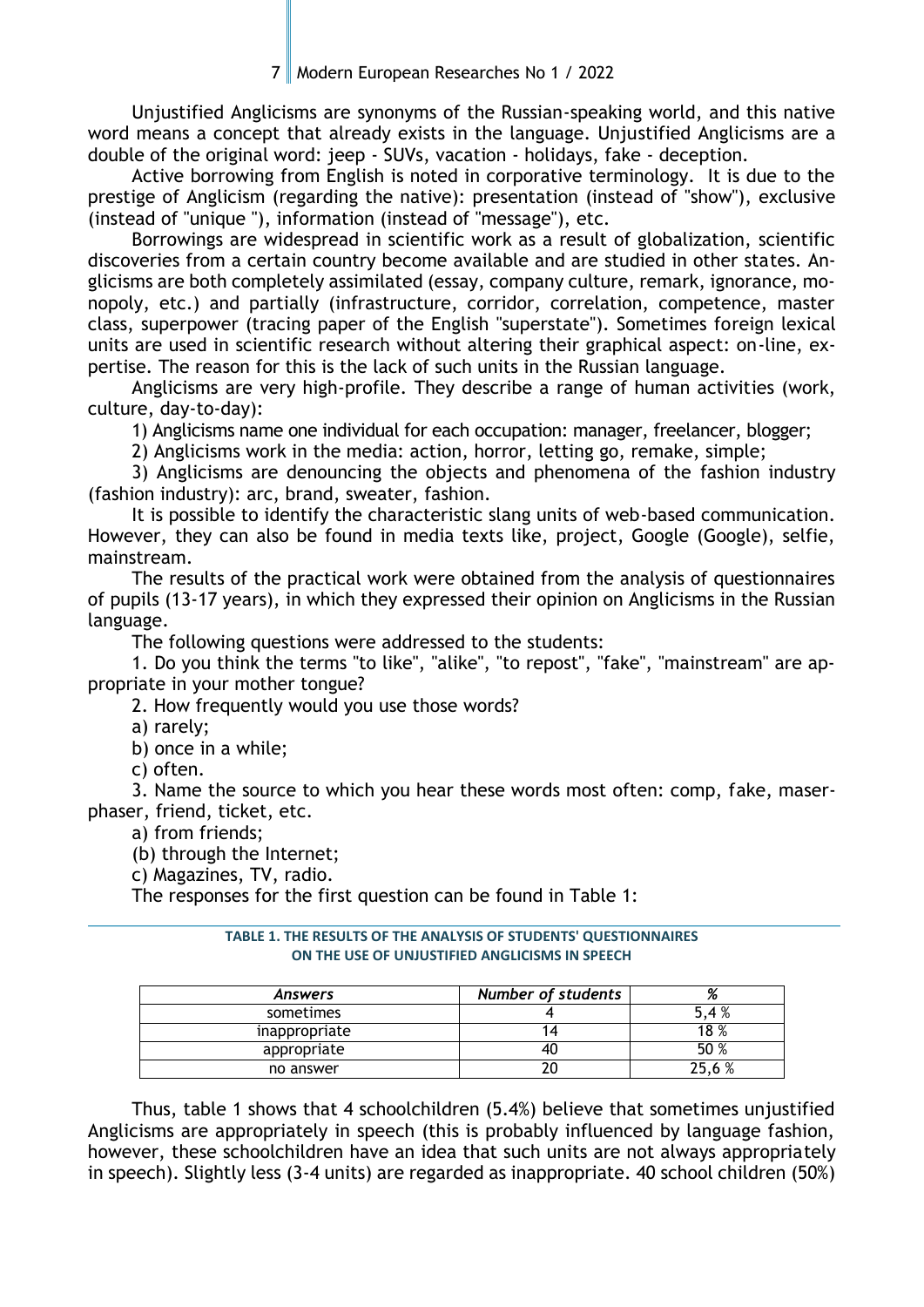Unjustified Anglicisms are synonyms of the Russian-speaking world, and this native word means a concept that already exists in the language. Unjustified Anglicisms are a double of the original word: jeep - SUVs, vacation - holidays, fake - deception.

Active borrowing from English is noted in corporative terminology. It is due to the prestige of Anglicism (regarding the native): presentation (instead of "show"), exclusive (instead of "unique "), information (instead of "message"), etc.

Borrowings are widespread in scientific work as a result of globalization, scientific discoveries from a certain country become available and are studied in other states. Anglicisms are both completely assimilated (essay, company culture, remark, ignorance, monopoly, etc.) and partially (infrastructure, corridor, correlation, competence, master class, superpower (tracing paper of the English "superstate"). Sometimes foreign lexical units are used in scientific research without altering their graphical aspect: on-line, expertise. The reason for this is the lack of such units in the Russian language.

Anglicisms are very high-profile. They describe a range of human activities (work, culture, day-to-day):

1) Anglicisms name one individual for each occupation: manager, freelancer, blogger;

2) Anglicisms work in the media: action, horror, letting go, remake, simple;

3) Anglicisms are denouncing the objects and phenomena of the fashion industry (fashion industry): arc, brand, sweater, fashion.

It is possible to identify the characteristic slang units of web-based communication. However, they can also be found in media texts like, project, Google (Google), selfie, mainstream.

The results of the practical work were obtained from the analysis of questionnaires of pupils (13-17 years), in which they expressed their opinion on Anglicisms in the Russian language.

The following questions were addressed to the students:

1. Do you think the terms "to like", "alike", "to repost", "fake", "mainstream" are appropriate in your mother tongue?

2. How frequently would you use those words?

a) rarely;

b) once in a while;

c) often.

3. Name the source to which you hear these words most often: comp, fake, maser-phaser, friend, ticket, etc.

a) from friends;

(b) through the Internet;

c) Magazines, TV, radio.

The responses for the first question can be found in Table 1:

**TABLE 1. THE RESULTS OF THE ANALYSIS OF STUDENTS' QUESTIONNAIRES ON THE USE OF UNJUSTIFIED ANGLICISMS IN SPEECH**

| *Answers* | *Number of students* | *%* |
|---|---|---|
| sometimes | 4 | 5,4 % |
| inappropriate | 14 | 18 % |
| appropriate | 40 | 50 % |
| no answer | 20 | 25,6 % |

Thus, table 1 shows that 4 schoolchildren (5.4%) believe that sometimes unjustified Anglicisms are appropriately in speech (this is probably influenced by language fashion, however, these schoolchildren have an idea that such units are not always appropriately in speech). Slightly less (3-4 units) are regarded as inappropriate. 40 school children (50%)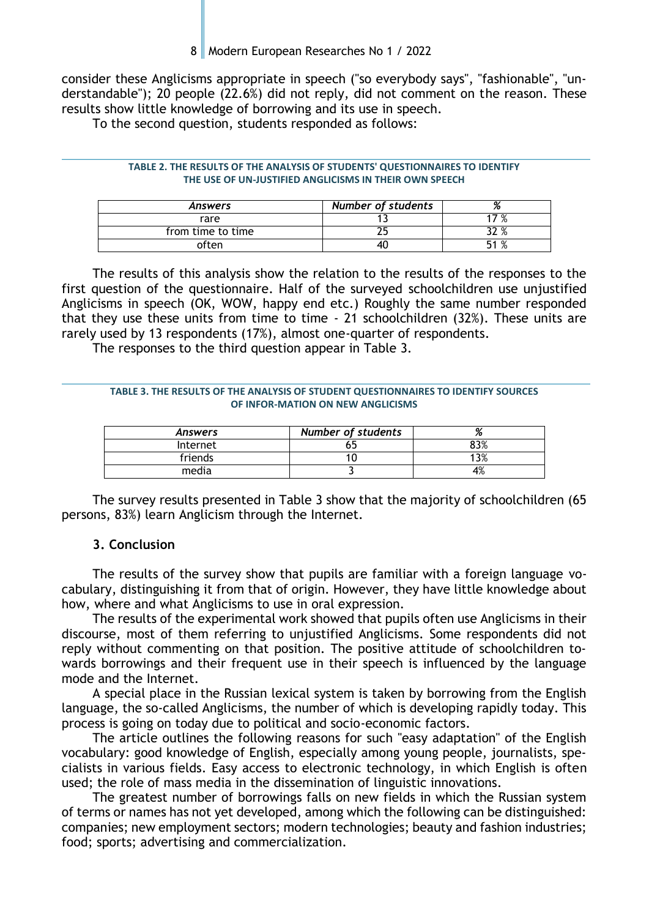consider these Anglicisms appropriate in speech ("so everybody says", "fashionable", "understandable"); 20 people (22.6%) did not reply, did not comment on the reason. These results show little knowledge of borrowing and its use in speech.

To the second question, students responded as follows:

**TABLE 2. THE RESULTS OF THE ANALYSIS OF STUDENTS' QUESTIONNAIRES TO IDENTIFY THE USE OF UN-JUSTIFIED ANGLICISMS IN THEIR OWN SPEECH**

| *Answers* | *Number of students* | *%* |
|---|---|---|
| rare | 13 | 17 % |
| from time to time | 25 | 32 % |
| often | 40 | 51 % |

The results of this analysis show the relation to the results of the responses to the first question of the questionnaire. Half of the surveyed schoolchildren use unjustified Anglicisms in speech (OK, WOW, happy end etc.) Roughly the same number responded that they use these units from time to time - 21 schoolchildren (32%). These units are rarely used by 13 respondents (17%), almost one-quarter of respondents.

The responses to the third question appear in Table 3.

**TABLE 3. THE RESULTS OF THE ANALYSIS OF STUDENT QUESTIONNAIRES TO IDENTIFY SOURCES OF INFOR-MATION ON NEW ANGLICISMS**

| *Answers* | *Number of students* | *%* |
|---|---|---|
| Internet | 65 | 83% |
| friends | 10 | 13% |
| media | 3 | 4% |

The survey results presented in Table 3 show that the majority of schoolchildren (65 persons, 83%) learn Anglicism through the Internet.

### 3. Conclusion

The results of the survey show that pupils are familiar with a foreign language vocabulary, distinguishing it from that of origin. However, they have little knowledge about how, where and what Anglicisms to use in oral expression.

The results of the experimental work showed that pupils often use Anglicisms in their discourse, most of them referring to unjustified Anglicisms. Some respondents did not reply without commenting on that position. The positive attitude of schoolchildren towards borrowings and their frequent use in their speech is influenced by the language mode and the Internet.

A special place in the Russian lexical system is taken by borrowing from the English language, the so-called Anglicisms, the number of which is developing rapidly today. This process is going on today due to political and socio-economic factors.

The article outlines the following reasons for such "easy adaptation" of the English vocabulary: good knowledge of English, especially among young people, journalists, specialists in various fields. Easy access to electronic technology, in which English is often used; the role of mass media in the dissemination of linguistic innovations.

The greatest number of borrowings falls on new fields in which the Russian system of terms or names has not yet developed, among which the following can be distinguished: companies; new employment sectors; modern technologies; beauty and fashion industries; food; sports; advertising and commercialization.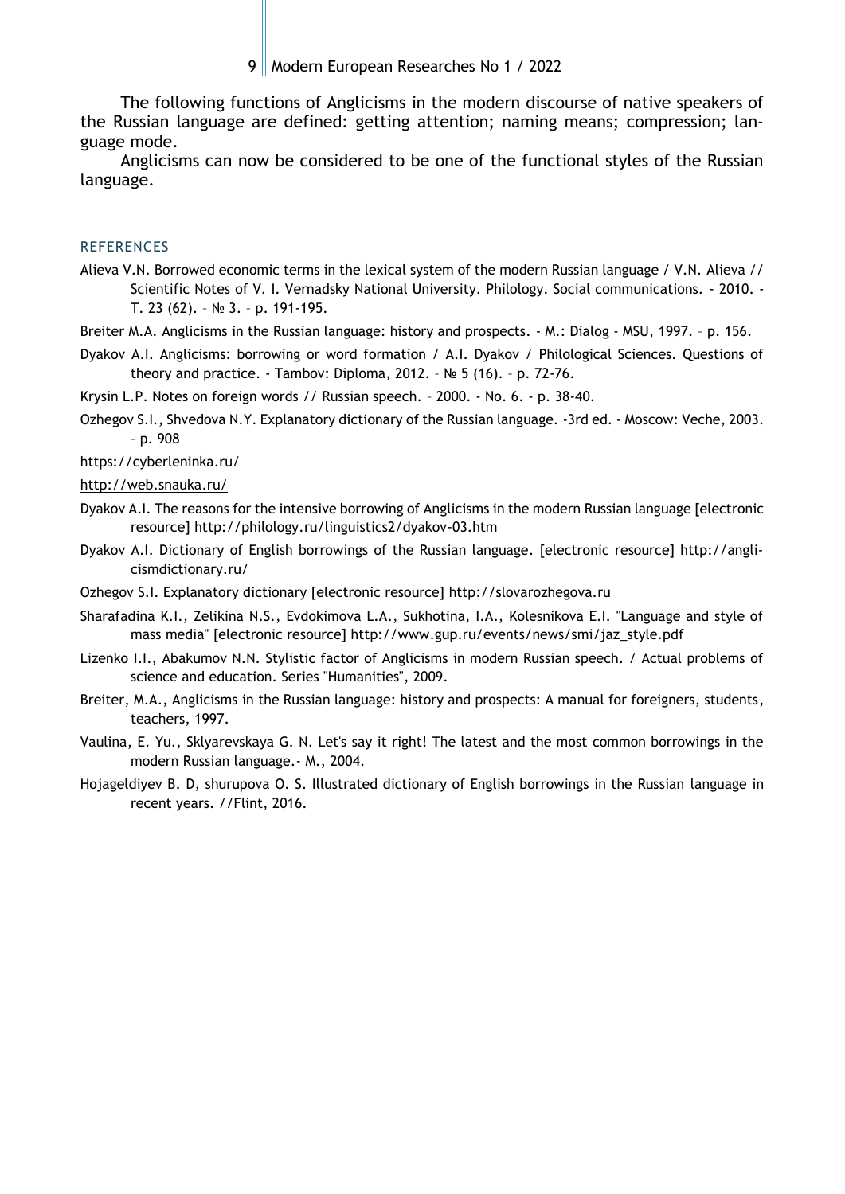The following functions of Anglicisms in the modern discourse of native speakers of the Russian language are defined: getting attention; naming means; compression; language mode.

Anglicisms can now be considered to be one of the functional styles of the Russian language.

## REFERENCES

Alieva V.N. Borrowed economic terms in the lexical system of the modern Russian language / V.N. Alieva // Scientific Notes of V. I. Vernadsky National University. Philology. Social communications. - 2010. - T. 23 (62). – № 3. – p. 191-195.

Breiter M.A. Anglicisms in the Russian language: history and prospects. - M.: Dialog - MSU, 1997. – p. 156.

Dyakov A.I. Anglicisms: borrowing or word formation / A.I. Dyakov / Philological Sciences. Questions of theory and practice. - Tambov: Diploma, 2012. – № 5 (16). – p. 72-76.

Krysin L.P. Notes on foreign words // Russian speech. – 2000. - No. 6. - p. 38-40.

Ozhegov S.I., Shvedova N.Y. Explanatory dictionary of the Russian language. -3rd ed. - Moscow: Veche, 2003. – p. 908

https://cyberleninka.ru/

http://web.snauka.ru/

Dyakov A.I. The reasons for the intensive borrowing of Anglicisms in the modern Russian language [electronic resource] http://philology.ru/linguistics2/dyakov-03.htm

Dyakov A.I. Dictionary of English borrowings of the Russian language. [electronic resource] http://anglicismdictionary.ru/

Ozhegov S.I. Explanatory dictionary [electronic resource] http://slovarozhegova.ru

Sharafadina K.I., Zelikina N.S., Evdokimova L.A., Sukhotina, I.A., Kolesnikova E.I. "Language and style of mass media" [electronic resource] http://www.gup.ru/events/news/smi/jaz_style.pdf

Lizenko I.I., Abakumov N.N. Stylistic factor of Anglicisms in modern Russian speech. / Actual problems of science and education. Series "Humanities", 2009.

Breiter, M.A., Anglicisms in the Russian language: history and prospects: A manual for foreigners, students, teachers, 1997.

Vaulina, E. Yu., Sklyarevskaya G. N. Let's say it right! The latest and the most common borrowings in the modern Russian language.- M., 2004.

Hojageldiyev B. D, shurupova O. S. Illustrated dictionary of English borrowings in the Russian language in recent years. //Flint, 2016.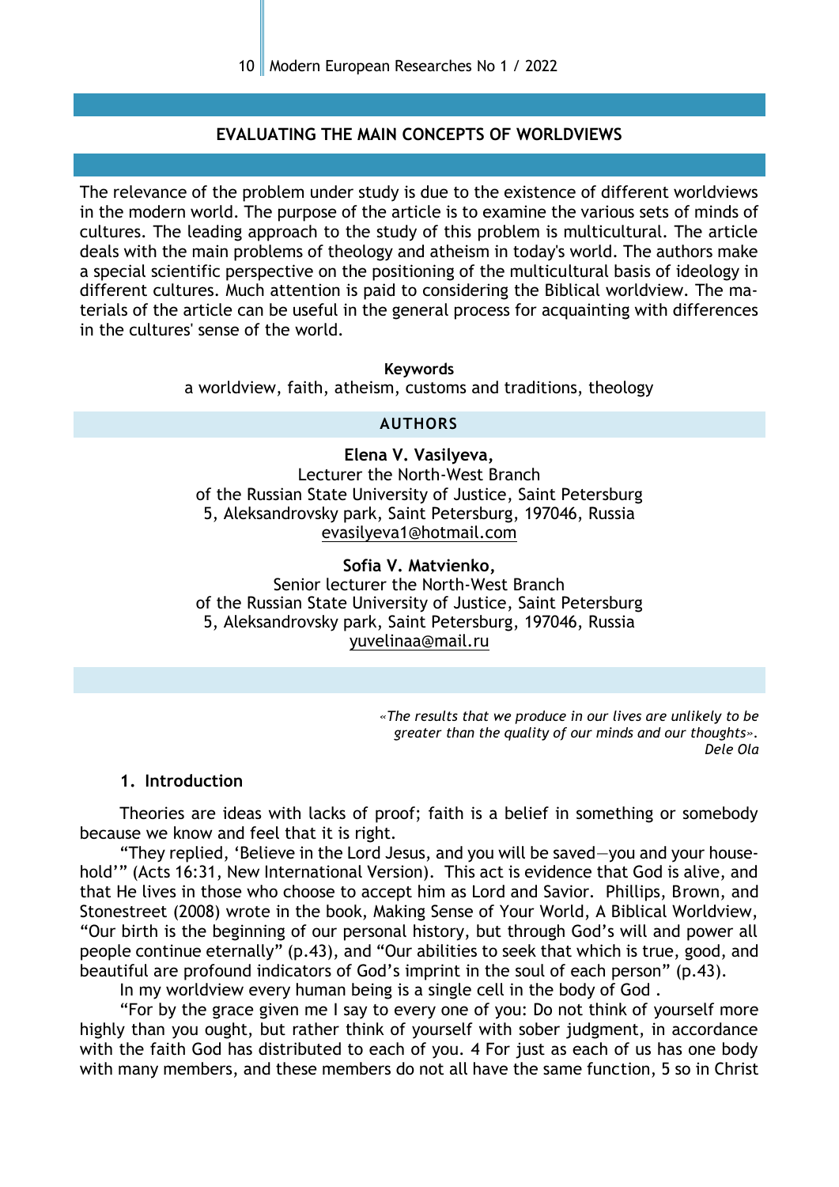## EVALUATING THE MAIN CONCEPTS OF WORLDVIEWS

The relevance of the problem under study is due to the existence of different worldviews in the modern world. The purpose of the article is to examine the various sets of minds of cultures. The leading approach to the study of this problem is multicultural. The article deals with the main problems of theology and atheism in today's world. The authors make a special scientific perspective on the positioning of the multicultural basis of ideology in different cultures. Much attention is paid to considering the Biblical worldview. The materials of the article can be useful in the general process for acquainting with differences in the cultures' sense of the world.

**Keywords**

a worldview, faith, atheism, customs and traditions, theology

**AUTHORS**

**Elena V. Vasilyeva,**
Lecturer the North-West Branch
of the Russian State University of Justice, Saint Petersburg
5, Aleksandrovsky park, Saint Petersburg, 197046, Russia
evasilyeva1@hotmail.com

**Sofia V. Matvienko,**
Senior lecturer the North-West Branch
of the Russian State University of Justice, Saint Petersburg
5, Aleksandrovsky park, Saint Petersburg, 197046, Russia
yuvelinaa@mail.ru

*«The results that we produce in our lives are unlikely to be greater than the quality of our minds and our thoughts».*
*Dele Ola*

### 1. Introduction

Theories are ideas with lacks of proof; faith is a belief in something or somebody because we know and feel that it is right.

"They replied, 'Believe in the Lord Jesus, and you will be saved—you and your household'" (Acts 16:31, New International Version). This act is evidence that God is alive, and that He lives in those who choose to accept him as Lord and Savior. Phillips, Brown, and Stonestreet (2008) wrote in the book, Making Sense of Your World, A Biblical Worldview, "Our birth is the beginning of our personal history, but through God's will and power all people continue eternally" (p.43), and "Our abilities to seek that which is true, good, and beautiful are profound indicators of God's imprint in the soul of each person" (p.43).

In my worldview every human being is a single cell in the body of God .

"For by the grace given me I say to every one of you: Do not think of yourself more highly than you ought, but rather think of yourself with sober judgment, in accordance with the faith God has distributed to each of you. 4 For just as each of us has one body with many members, and these members do not all have the same function, 5 so in Christ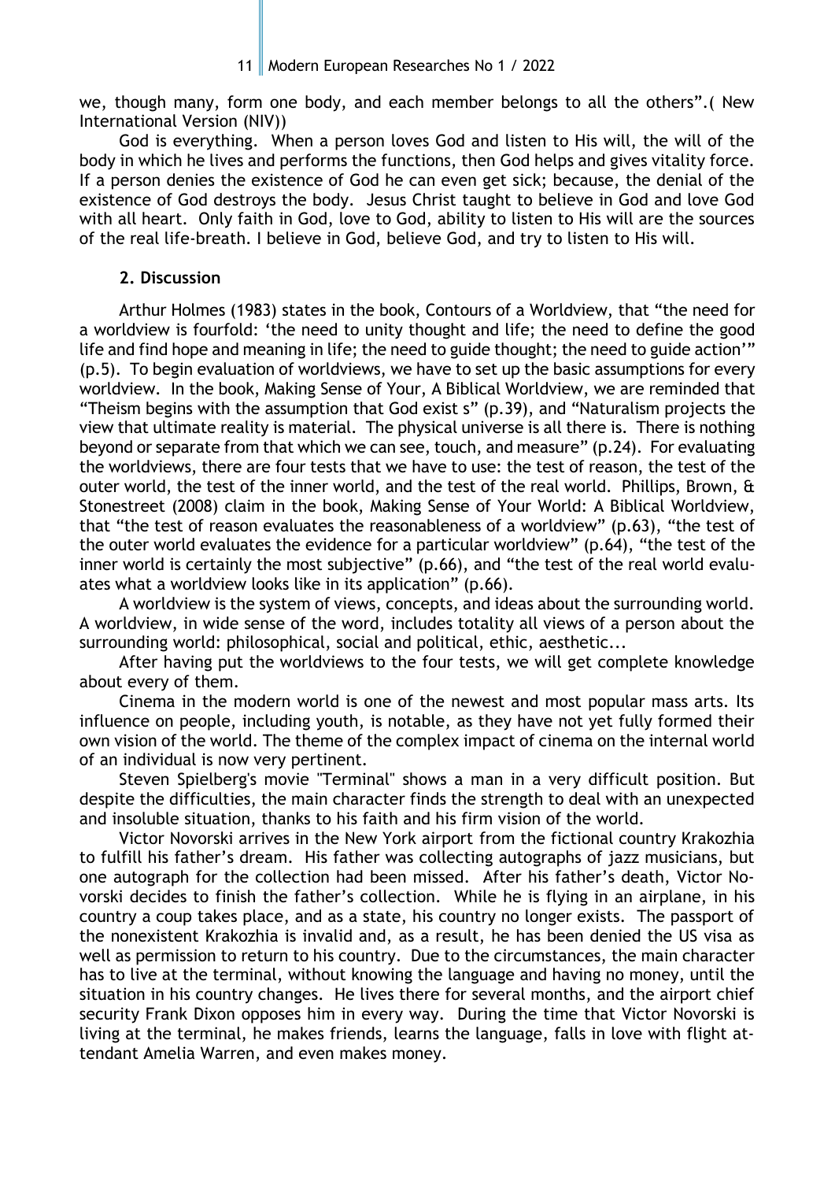we, though many, form one body, and each member belongs to all the others".( New International Version (NIV))

God is everything. When a person loves God and listen to His will, the will of the body in which he lives and performs the functions, then God helps and gives vitality force. If a person denies the existence of God he can even get sick; because, the denial of the existence of God destroys the body. Jesus Christ taught to believe in God and love God with all heart. Only faith in God, love to God, ability to listen to His will are the sources of the real life-breath. I believe in God, believe God, and try to listen to His will.

## 2. Discussion

Arthur Holmes (1983) states in the book, Contours of a Worldview, that "the need for a worldview is fourfold: 'the need to unity thought and life; the need to define the good life and find hope and meaning in life; the need to guide thought; the need to guide action'" (p.5). To begin evaluation of worldviews, we have to set up the basic assumptions for every worldview. In the book, Making Sense of Your, A Biblical Worldview, we are reminded that "Theism begins with the assumption that God exist s" (p.39), and "Naturalism projects the view that ultimate reality is material. The physical universe is all there is. There is nothing beyond or separate from that which we can see, touch, and measure" (p.24). For evaluating the worldviews, there are four tests that we have to use: the test of reason, the test of the outer world, the test of the inner world, and the test of the real world. Phillips, Brown, & Stonestreet (2008) claim in the book, Making Sense of Your World: A Biblical Worldview, that "the test of reason evaluates the reasonableness of a worldview" (p.63), "the test of the outer world evaluates the evidence for a particular worldview" (p.64), "the test of the inner world is certainly the most subjective" (p.66), and "the test of the real world evaluates what a worldview looks like in its application" (p.66).

A worldview is the system of views, concepts, and ideas about the surrounding world. A worldview, in wide sense of the word, includes totality all views of a person about the surrounding world: philosophical, social and political, ethic, aesthetic...

After having put the worldviews to the four tests, we will get complete knowledge about every of them.

Cinema in the modern world is one of the newest and most popular mass arts. Its influence on people, including youth, is notable, as they have not yet fully formed their own vision of the world. The theme of the complex impact of cinema on the internal world of an individual is now very pertinent.

Steven Spielberg's movie "Terminal" shows a man in a very difficult position. But despite the difficulties, the main character finds the strength to deal with an unexpected and insoluble situation, thanks to his faith and his firm vision of the world.

Victor Novorski arrives in the New York airport from the fictional country Krakozhia to fulfill his father's dream. His father was collecting autographs of jazz musicians, but one autograph for the collection had been missed. After his father's death, Victor Novorski decides to finish the father's collection. While he is flying in an airplane, in his country a coup takes place, and as a state, his country no longer exists. The passport of the nonexistent Krakozhia is invalid and, as a result, he has been denied the US visa as well as permission to return to his country. Due to the circumstances, the main character has to live at the terminal, without knowing the language and having no money, until the situation in his country changes. He lives there for several months, and the airport chief security Frank Dixon opposes him in every way. During the time that Victor Novorski is living at the terminal, he makes friends, learns the language, falls in love with flight attendant Amelia Warren, and even makes money.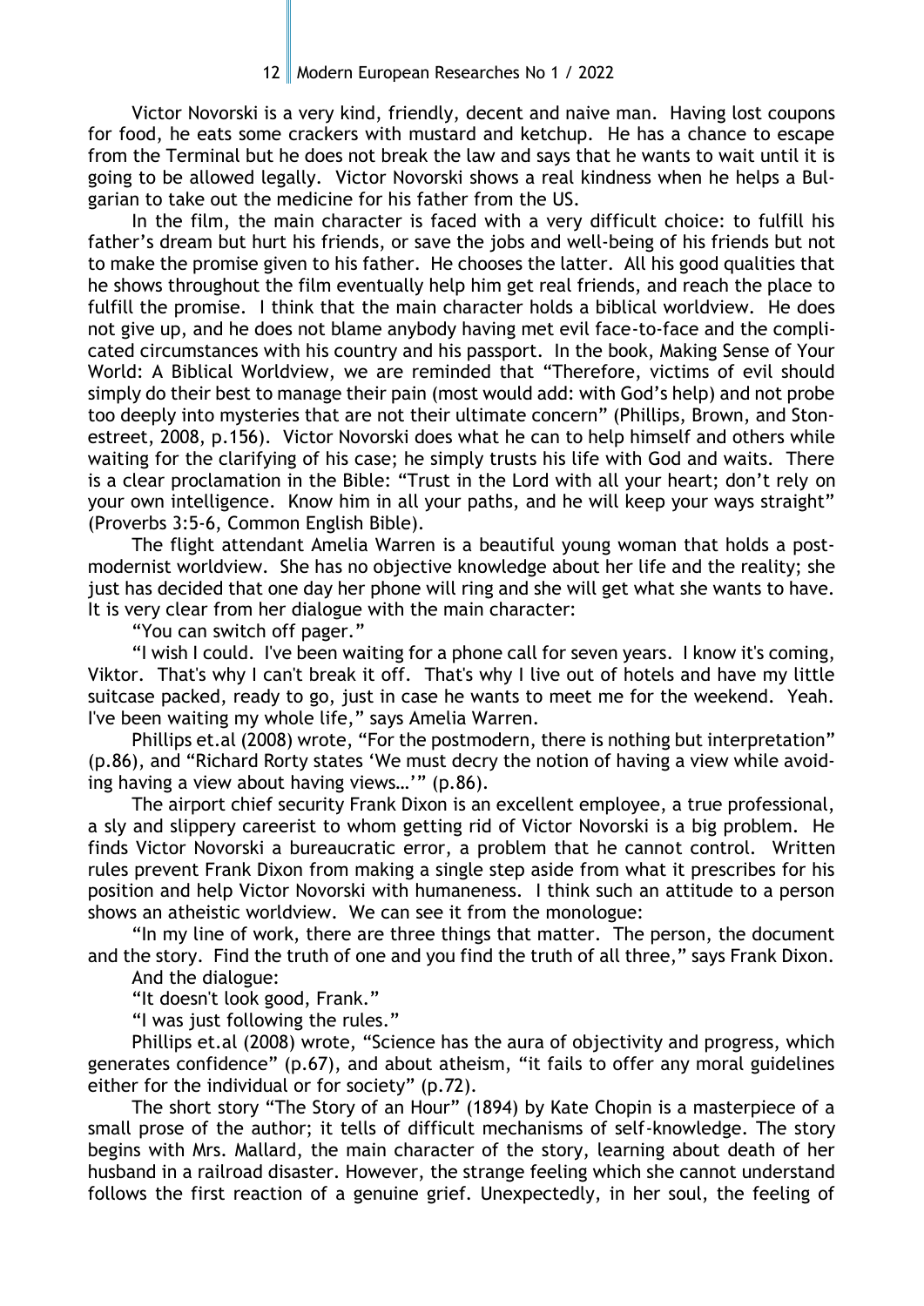Victor Novorski is a very kind, friendly, decent and naive man. Having lost coupons for food, he eats some crackers with mustard and ketchup. He has a chance to escape from the Terminal but he does not break the law and says that he wants to wait until it is going to be allowed legally. Victor Novorski shows a real kindness when he helps a Bulgarian to take out the medicine for his father from the US.

In the film, the main character is faced with a very difficult choice: to fulfill his father's dream but hurt his friends, or save the jobs and well-being of his friends but not to make the promise given to his father. He chooses the latter. All his good qualities that he shows throughout the film eventually help him get real friends, and reach the place to fulfill the promise. I think that the main character holds a biblical worldview. He does not give up, and he does not blame anybody having met evil face-to-face and the complicated circumstances with his country and his passport. In the book, Making Sense of Your World: A Biblical Worldview, we are reminded that "Therefore, victims of evil should simply do their best to manage their pain (most would add: with God's help) and not probe too deeply into mysteries that are not their ultimate concern" (Phillips, Brown, and Stonestreet, 2008, p.156). Victor Novorski does what he can to help himself and others while waiting for the clarifying of his case; he simply trusts his life with God and waits. There is a clear proclamation in the Bible: "Trust in the Lord with all your heart; don't rely on your own intelligence. Know him in all your paths, and he will keep your ways straight" (Proverbs 3:5-6, Common English Bible).

The flight attendant Amelia Warren is a beautiful young woman that holds a postmodernist worldview. She has no objective knowledge about her life and the reality; she just has decided that one day her phone will ring and she will get what she wants to have. It is very clear from her dialogue with the main character:

"You can switch off pager."

"I wish I could. I've been waiting for a phone call for seven years. I know it's coming, Viktor. That's why I can't break it off. That's why I live out of hotels and have my little suitcase packed, ready to go, just in case he wants to meet me for the weekend. Yeah. I've been waiting my whole life," says Amelia Warren.

Phillips et.al (2008) wrote, "For the postmodern, there is nothing but interpretation" (p.86), and "Richard Rorty states 'We must decry the notion of having a view while avoiding having a view about having views…'" (p.86).

The airport chief security Frank Dixon is an excellent employee, a true professional, a sly and slippery careerist to whom getting rid of Victor Novorski is a big problem. He finds Victor Novorski a bureaucratic error, a problem that he cannot control. Written rules prevent Frank Dixon from making a single step aside from what it prescribes for his position and help Victor Novorski with humaneness. I think such an attitude to a person shows an atheistic worldview. We can see it from the monologue:

"In my line of work, there are three things that matter. The person, the document and the story. Find the truth of one and you find the truth of all three," says Frank Dixon.

And the dialogue:

"It doesn't look good, Frank."

"I was just following the rules."

Phillips et.al (2008) wrote, "Science has the aura of objectivity and progress, which generates confidence" (p.67), and about atheism, "it fails to offer any moral guidelines either for the individual or for society" (p.72).

The short story "The Story of an Hour" (1894) by Kate Chopin is a masterpiece of a small prose of the author; it tells of difficult mechanisms of self-knowledge. The story begins with Mrs. Mallard, the main character of the story, learning about death of her husband in a railroad disaster. However, the strange feeling which she cannot understand follows the first reaction of a genuine grief. Unexpectedly, in her soul, the feeling of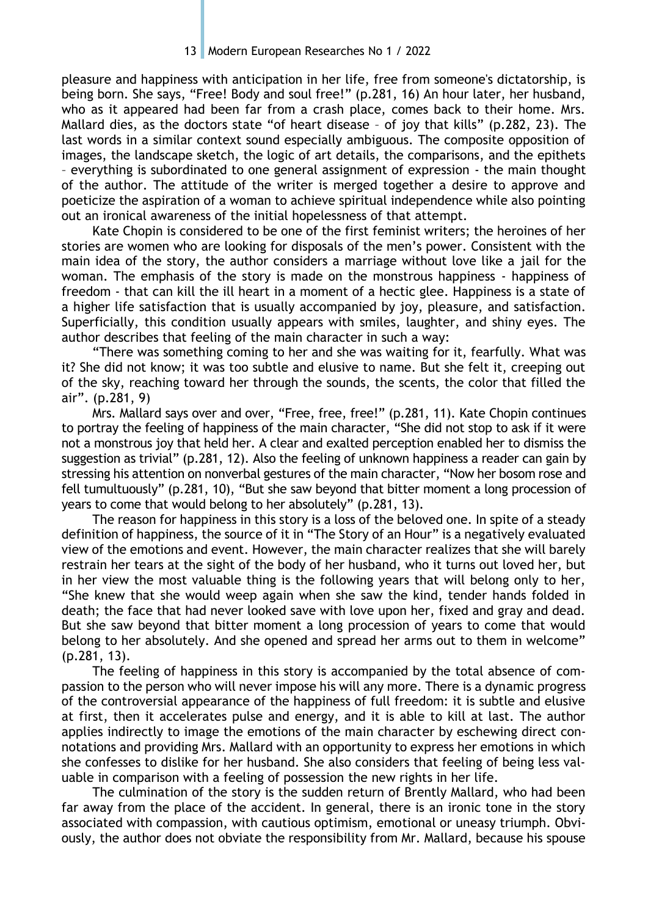pleasure and happiness with anticipation in her life, free from someone's dictatorship, is being born. She says, "Free! Body and soul free!" (p.281, 16) An hour later, her husband, who as it appeared had been far from a crash place, comes back to their home. Mrs. Mallard dies, as the doctors state "of heart disease – of joy that kills" (p.282, 23). The last words in a similar context sound especially ambiguous. The composite opposition of images, the landscape sketch, the logic of art details, the comparisons, and the epithets – everything is subordinated to one general assignment of expression - the main thought of the author. The attitude of the writer is merged together a desire to approve and poeticize the aspiration of a woman to achieve spiritual independence while also pointing out an ironical awareness of the initial hopelessness of that attempt.

Kate Chopin is considered to be one of the first feminist writers; the heroines of her stories are women who are looking for disposals of the men's power. Consistent with the main idea of the story, the author considers a marriage without love like a jail for the woman. The emphasis of the story is made on the monstrous happiness - happiness of freedom - that can kill the ill heart in a moment of a hectic glee. Happiness is a state of a higher life satisfaction that is usually accompanied by joy, pleasure, and satisfaction. Superficially, this condition usually appears with smiles, laughter, and shiny eyes. The author describes that feeling of the main character in such a way:

"There was something coming to her and she was waiting for it, fearfully. What was it? She did not know; it was too subtle and elusive to name. But she felt it, creeping out of the sky, reaching toward her through the sounds, the scents, the color that filled the air". (p.281, 9)

Mrs. Mallard says over and over, "Free, free, free!" (p.281, 11). Kate Chopin continues to portray the feeling of happiness of the main character, "She did not stop to ask if it were not a monstrous joy that held her. A clear and exalted perception enabled her to dismiss the suggestion as trivial" (p.281, 12). Also the feeling of unknown happiness a reader can gain by stressing his attention on nonverbal gestures of the main character, "Now her bosom rose and fell tumultuously" (p.281, 10), "But she saw beyond that bitter moment a long procession of years to come that would belong to her absolutely" (p.281, 13).

The reason for happiness in this story is a loss of the beloved one. In spite of a steady definition of happiness, the source of it in "The Story of an Hour" is a negatively evaluated view of the emotions and event. However, the main character realizes that she will barely restrain her tears at the sight of the body of her husband, who it turns out loved her, but in her view the most valuable thing is the following years that will belong only to her, "She knew that she would weep again when she saw the kind, tender hands folded in death; the face that had never looked save with love upon her, fixed and gray and dead. But she saw beyond that bitter moment a long procession of years to come that would belong to her absolutely. And she opened and spread her arms out to them in welcome" (p.281, 13).

The feeling of happiness in this story is accompanied by the total absence of compassion to the person who will never impose his will any more. There is a dynamic progress of the controversial appearance of the happiness of full freedom: it is subtle and elusive at first, then it accelerates pulse and energy, and it is able to kill at last. The author applies indirectly to image the emotions of the main character by eschewing direct connotations and providing Mrs. Mallard with an opportunity to express her emotions in which she confesses to dislike for her husband. She also considers that feeling of being less valuable in comparison with a feeling of possession the new rights in her life.

The culmination of the story is the sudden return of Brently Mallard, who had been far away from the place of the accident. In general, there is an ironic tone in the story associated with compassion, with cautious optimism, emotional or uneasy triumph. Obviously, the author does not obviate the responsibility from Mr. Mallard, because his spouse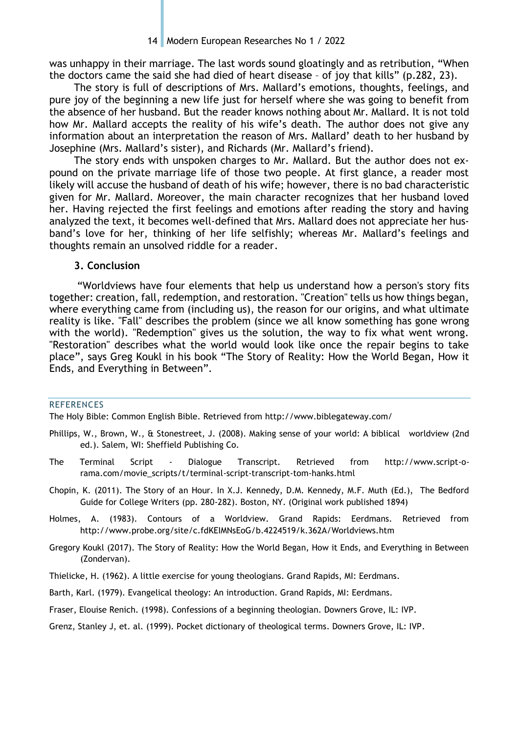was unhappy in their marriage. The last words sound gloatingly and as retribution, "When the doctors came the said she had died of heart disease – of joy that kills" (p.282, 23).

The story is full of descriptions of Mrs. Mallard's emotions, thoughts, feelings, and pure joy of the beginning a new life just for herself where she was going to benefit from the absence of her husband. But the reader knows nothing about Mr. Mallard. It is not told how Mr. Mallard accepts the reality of his wife's death. The author does not give any information about an interpretation the reason of Mrs. Mallard' death to her husband by Josephine (Mrs. Mallard's sister), and Richards (Mr. Mallard's friend).

The story ends with unspoken charges to Mr. Mallard. But the author does not expound on the private marriage life of those two people. At first glance, a reader most likely will accuse the husband of death of his wife; however, there is no bad characteristic given for Mr. Mallard. Moreover, the main character recognizes that her husband loved her. Having rejected the first feelings and emotions after reading the story and having analyzed the text, it becomes well-defined that Mrs. Mallard does not appreciate her husband's love for her, thinking of her life selfishly; whereas Mr. Mallard's feelings and thoughts remain an unsolved riddle for a reader.

## 3. Conclusion

"Worldviews have four elements that help us understand how a person's story fits together: creation, fall, redemption, and restoration. "Creation" tells us how things began, where everything came from (including us), the reason for our origins, and what ultimate reality is like. "Fall" describes the problem (since we all know something has gone wrong with the world). "Redemption" gives us the solution, the way to fix what went wrong. "Restoration" describes what the world would look like once the repair begins to take place", says Greg Koukl in his book "The Story of Reality: How the World Began, How it Ends, and Everything in Between".

## REFERENCES

The Holy Bible: Common English Bible. Retrieved from http://www.biblegateway.com/

Phillips, W., Brown, W., & Stonestreet, J. (2008). Making sense of your world: A biblical worldview (2nd ed.). Salem, WI: Sheffield Publishing Co.

The Terminal Script - Dialogue Transcript. Retrieved from http://www.script-o-rama.com/movie_scripts/t/terminal-script-transcript-tom-hanks.html

Chopin, K. (2011). The Story of an Hour. In X.J. Kennedy, D.M. Kennedy, M.F. Muth (Ed.), The Bedford Guide for College Writers (pp. 280-282). Boston, NY. (Original work published 1894)

Holmes, A. (1983). Contours of a Worldview. Grand Rapids: Eerdmans. Retrieved from http://www.probe.org/site/c.fdKEIMNsEoG/b.4224519/k.362A/Worldviews.htm

Gregory Koukl (2017). The Story of Reality: How the World Began, How it Ends, and Everything in Between (Zondervan).

Thielicke, H. (1962). A little exercise for young theologians. Grand Rapids, MI: Eerdmans.

Barth, Karl. (1979). Evangelical theology: An introduction. Grand Rapids, MI: Eerdmans.

Fraser, Elouise Renich. (1998). Confessions of a beginning theologian. Downers Grove, IL: IVP.

Grenz, Stanley J, et. al. (1999). Pocket dictionary of theological terms. Downers Grove, IL: IVP.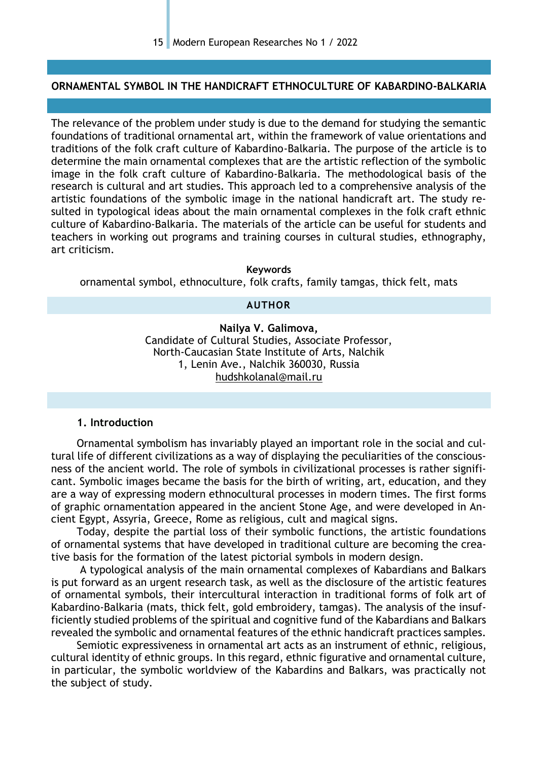## ORNAMENTAL SYMBOL IN THE HANDICRAFT ETHNOCULTURE OF KABARDINO-BALKARIA

The relevance of the problem under study is due to the demand for studying the semantic foundations of traditional ornamental art, within the framework of value orientations and traditions of the folk craft culture of Kabardino-Balkaria. The purpose of the article is to determine the main ornamental complexes that are the artistic reflection of the symbolic image in the folk craft culture of Kabardino-Balkaria. The methodological basis of the research is cultural and art studies. This approach led to a comprehensive analysis of the artistic foundations of the symbolic image in the national handicraft art. The study resulted in typological ideas about the main ornamental complexes in the folk craft ethnic culture of Kabardino-Balkaria. The materials of the article can be useful for students and teachers in working out programs and training courses in cultural studies, ethnography, art criticism.

**Keywords**

ornamental symbol, ethnoculture, folk crafts, family tamgas, thick felt, mats

**AUTHOR**

**Nailya V. Galimova,**
Candidate of Cultural Studies, Associate Professor,
North-Caucasian State Institute of Arts, Nalchik
1, Lenin Ave., Nalchik 360030, Russia
hudshkolanal@mail.ru

### 1. Introduction

Ornamental symbolism has invariably played an important role in the social and cultural life of different civilizations as a way of displaying the peculiarities of the consciousness of the ancient world. The role of symbols in civilizational processes is rather significant. Symbolic images became the basis for the birth of writing, art, education, and they are a way of expressing modern ethnocultural processes in modern times. The first forms of graphic ornamentation appeared in the ancient Stone Age, and were developed in Ancient Egypt, Assyria, Greece, Rome as religious, cult and magical signs.

Today, despite the partial loss of their symbolic functions, the artistic foundations of ornamental systems that have developed in traditional culture are becoming the creative basis for the formation of the latest pictorial symbols in modern design.

A typological analysis of the main ornamental complexes of Kabardians and Balkars is put forward as an urgent research task, as well as the disclosure of the artistic features of ornamental symbols, their intercultural interaction in traditional forms of folk art of Kabardino-Balkaria (mats, thick felt, gold embroidery, tamgas). The analysis of the insufficiently studied problems of the spiritual and cognitive fund of the Kabardians and Balkars revealed the symbolic and ornamental features of the ethnic handicraft practices samples.

Semiotic expressiveness in ornamental art acts as an instrument of ethnic, religious, cultural identity of ethnic groups. In this regard, ethnic figurative and ornamental culture, in particular, the symbolic worldview of the Kabardins and Balkars, was practically not the subject of study.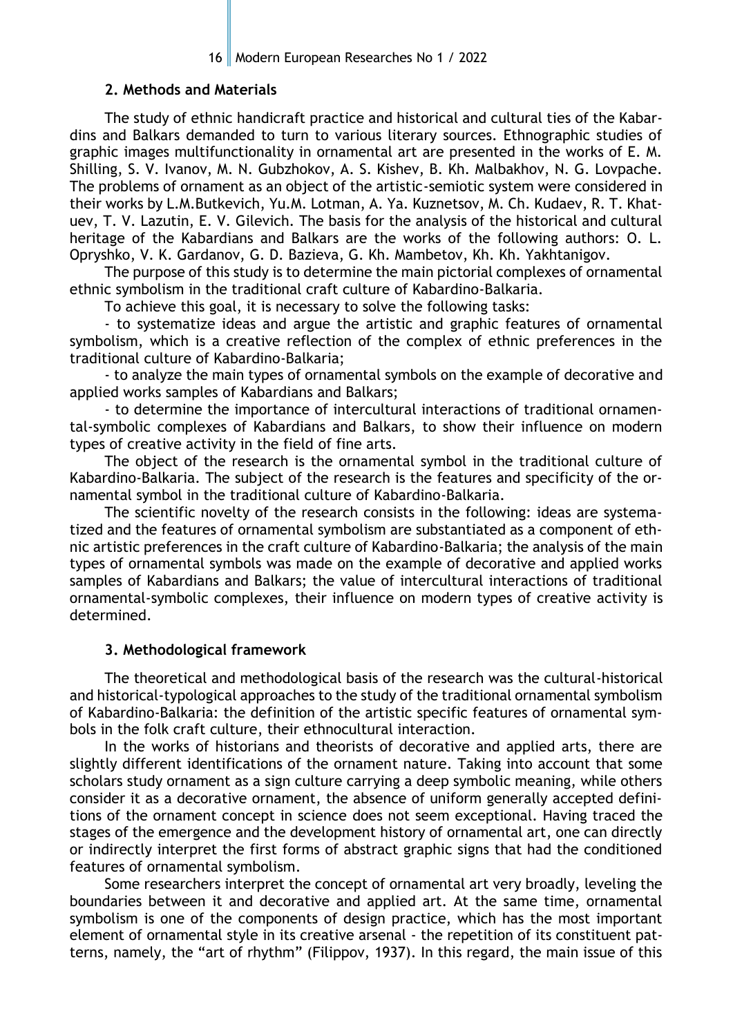## 2. Methods and Materials

The study of ethnic handicraft practice and historical and cultural ties of the Kabardins and Balkars demanded to turn to various literary sources. Ethnographic studies of graphic images multifunctionality in ornamental art are presented in the works of E. M. Shilling, S. V. Ivanov, M. N. Gubzhokov, A. S. Kishev, B. Kh. Malbakhov, N. G. Lovpache. The problems of ornament as an object of the artistic-semiotic system were considered in their works by L.M.Butkevich, Yu.M. Lotman, A. Ya. Kuznetsov, M. Ch. Kudaev, R. T. Khatuev, T. V. Lazutin, E. V. Gilevich. The basis for the analysis of the historical and cultural heritage of the Kabardians and Balkars are the works of the following authors: O. L. Opryshko, V. K. Gardanov, G. D. Bazieva, G. Kh. Mambetov, Kh. Kh. Yakhtanigov.

The purpose of this study is to determine the main pictorial complexes of ornamental ethnic symbolism in the traditional craft culture of Kabardino-Balkaria.

To achieve this goal, it is necessary to solve the following tasks:

- to systematize ideas and argue the artistic and graphic features of ornamental symbolism, which is a creative reflection of the complex of ethnic preferences in the traditional culture of Kabardino-Balkaria;
- to analyze the main types of ornamental symbols on the example of decorative and applied works samples of Kabardians and Balkars;
- to determine the importance of intercultural interactions of traditional ornamental-symbolic complexes of Kabardians and Balkars, to show their influence on modern types of creative activity in the field of fine arts.

The object of the research is the ornamental symbol in the traditional culture of Kabardino-Balkaria. The subject of the research is the features and specificity of the ornamental symbol in the traditional culture of Kabardino-Balkaria.

The scientific novelty of the research consists in the following: ideas are systematized and the features of ornamental symbolism are substantiated as a component of ethnic artistic preferences in the craft culture of Kabardino-Balkaria; the analysis of the main types of ornamental symbols was made on the example of decorative and applied works samples of Kabardians and Balkars; the value of intercultural interactions of traditional ornamental-symbolic complexes, their influence on modern types of creative activity is determined.

## 3. Methodological framework

The theoretical and methodological basis of the research was the cultural-historical and historical-typological approaches to the study of the traditional ornamental symbolism of Kabardino-Balkaria: the definition of the artistic specific features of ornamental symbols in the folk craft culture, their ethnocultural interaction.

In the works of historians and theorists of decorative and applied arts, there are slightly different identifications of the ornament nature. Taking into account that some scholars study ornament as a sign culture carrying a deep symbolic meaning, while others consider it as a decorative ornament, the absence of uniform generally accepted definitions of the ornament concept in science does not seem exceptional. Having traced the stages of the emergence and the development history of ornamental art, one can directly or indirectly interpret the first forms of abstract graphic signs that had the conditioned features of ornamental symbolism.

Some researchers interpret the concept of ornamental art very broadly, leveling the boundaries between it and decorative and applied art. At the same time, ornamental symbolism is one of the components of design practice, which has the most important element of ornamental style in its creative arsenal - the repetition of its constituent patterns, namely, the "art of rhythm" (Filippov, 1937). In this regard, the main issue of this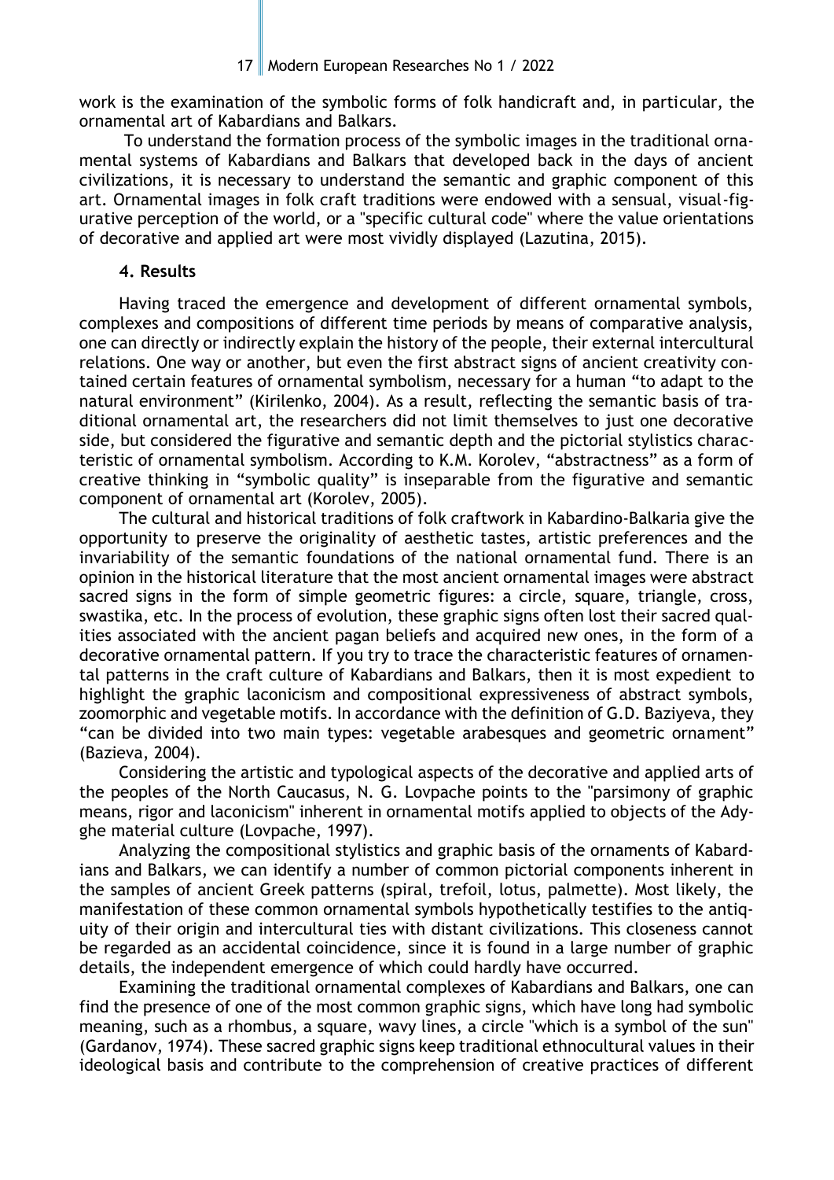work is the examination of the symbolic forms of folk handicraft and, in particular, the ornamental art of Kabardians and Balkars.

To understand the formation process of the symbolic images in the traditional ornamental systems of Kabardians and Balkars that developed back in the days of ancient civilizations, it is necessary to understand the semantic and graphic component of this art. Ornamental images in folk craft traditions were endowed with a sensual, visual-figurative perception of the world, or a "specific cultural code" where the value orientations of decorative and applied art were most vividly displayed (Lazutina, 2015).

### 4. Results

Having traced the emergence and development of different ornamental symbols, complexes and compositions of different time periods by means of comparative analysis, one can directly or indirectly explain the history of the people, their external intercultural relations. One way or another, but even the first abstract signs of ancient creativity contained certain features of ornamental symbolism, necessary for a human "to adapt to the natural environment" (Kirilenko, 2004). As a result, reflecting the semantic basis of traditional ornamental art, the researchers did not limit themselves to just one decorative side, but considered the figurative and semantic depth and the pictorial stylistics characteristic of ornamental symbolism. According to K.M. Korolev, "abstractness" as a form of creative thinking in "symbolic quality" is inseparable from the figurative and semantic component of ornamental art (Korolev, 2005).

The cultural and historical traditions of folk craftwork in Kabardino-Balkaria give the opportunity to preserve the originality of aesthetic tastes, artistic preferences and the invariability of the semantic foundations of the national ornamental fund. There is an opinion in the historical literature that the most ancient ornamental images were abstract sacred signs in the form of simple geometric figures: a circle, square, triangle, cross, swastika, etc. In the process of evolution, these graphic signs often lost their sacred qualities associated with the ancient pagan beliefs and acquired new ones, in the form of a decorative ornamental pattern. If you try to trace the characteristic features of ornamental patterns in the craft culture of Kabardians and Balkars, then it is most expedient to highlight the graphic laconicism and compositional expressiveness of abstract symbols, zoomorphic and vegetable motifs. In accordance with the definition of G.D. Baziyeva, they "can be divided into two main types: vegetable arabesques and geometric ornament" (Bazieva, 2004).

Considering the artistic and typological aspects of the decorative and applied arts of the peoples of the North Caucasus, N. G. Lovpache points to the "parsimony of graphic means, rigor and laconicism" inherent in ornamental motifs applied to objects of the Adyghe material culture (Lovpache, 1997).

Analyzing the compositional stylistics and graphic basis of the ornaments of Kabardians and Balkars, we can identify a number of common pictorial components inherent in the samples of ancient Greek patterns (spiral, trefoil, lotus, palmette). Most likely, the manifestation of these common ornamental symbols hypothetically testifies to the antiquity of their origin and intercultural ties with distant civilizations. This closeness cannot be regarded as an accidental coincidence, since it is found in a large number of graphic details, the independent emergence of which could hardly have occurred.

Examining the traditional ornamental complexes of Kabardians and Balkars, one can find the presence of one of the most common graphic signs, which have long had symbolic meaning, such as a rhombus, a square, wavy lines, a circle "which is a symbol of the sun" (Gardanov, 1974). These sacred graphic signs keep traditional ethnocultural values in their ideological basis and contribute to the comprehension of creative practices of different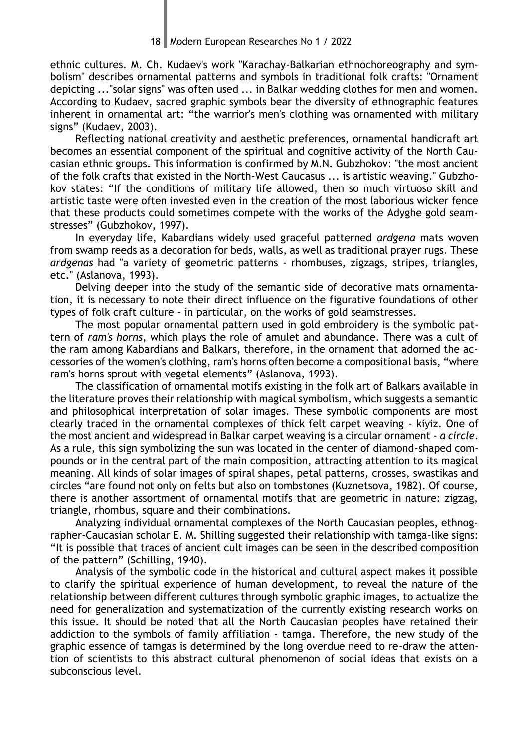ethnic cultures. M. Ch. Kudaev's work "Karachay-Balkarian ethnochoreography and symbolism" describes ornamental patterns and symbols in traditional folk crafts: "Ornament depicting ..."solar signs" was often used ... in Balkar wedding clothes for men and women. According to Kudaev, sacred graphic symbols bear the diversity of ethnographic features inherent in ornamental art: "the warrior's men's clothing was ornamented with military signs" (Kudaev, 2003).

Reflecting national creativity and aesthetic preferences, ornamental handicraft art becomes an essential component of the spiritual and cognitive activity of the North Caucasian ethnic groups. This information is confirmed by M.N. Gubzhokov: "the most ancient of the folk crafts that existed in the North-West Caucasus ... is artistic weaving." Gubzhokov states: "If the conditions of military life allowed, then so much virtuoso skill and artistic taste were often invested even in the creation of the most laborious wicker fence that these products could sometimes compete with the works of the Adyghe gold seamstresses" (Gubzhokov, 1997).

In everyday life, Kabardians widely used graceful patterned *ardgena* mats woven from swamp reeds as a decoration for beds, walls, as well as traditional prayer rugs. These *ardgenas* had "a variety of geometric patterns - rhombuses, zigzags, stripes, triangles, etc." (Aslanova, 1993).

Delving deeper into the study of the semantic side of decorative mats ornamentation, it is necessary to note their direct influence on the figurative foundations of other types of folk craft culture - in particular, on the works of gold seamstresses.

The most popular ornamental pattern used in gold embroidery is the symbolic pattern of *ram's horns*, which plays the role of amulet and abundance. There was a cult of the ram among Kabardians and Balkars, therefore, in the ornament that adorned the accessories of the women's clothing, ram's horns often become a compositional basis, "where ram's horns sprout with vegetal elements" (Aslanova, 1993).

The classification of ornamental motifs existing in the folk art of Balkars available in the literature proves their relationship with magical symbolism, which suggests a semantic and philosophical interpretation of solar images. These symbolic components are most clearly traced in the ornamental complexes of thick felt carpet weaving - kiyiz. One of the most ancient and widespread in Balkar carpet weaving is a circular ornament - *a circle*. As a rule, this sign symbolizing the sun was located in the center of diamond-shaped compounds or in the central part of the main composition, attracting attention to its magical meaning. All kinds of solar images of spiral shapes, petal patterns, crosses, swastikas and circles "are found not only on felts but also on tombstones (Kuznetsova, 1982). Of course, there is another assortment of ornamental motifs that are geometric in nature: zigzag, triangle, rhombus, square and their combinations.

Analyzing individual ornamental complexes of the North Caucasian peoples, ethnographer-Caucasian scholar E. M. Shilling suggested their relationship with tamga-like signs: "It is possible that traces of ancient cult images can be seen in the described composition of the pattern" (Schilling, 1940).

Analysis of the symbolic code in the historical and cultural aspect makes it possible to clarify the spiritual experience of human development, to reveal the nature of the relationship between different cultures through symbolic graphic images, to actualize the need for generalization and systematization of the currently existing research works on this issue. It should be noted that all the North Caucasian peoples have retained their addiction to the symbols of family affiliation - tamga. Therefore, the new study of the graphic essence of tamgas is determined by the long overdue need to re-draw the attention of scientists to this abstract cultural phenomenon of social ideas that exists on a subconscious level.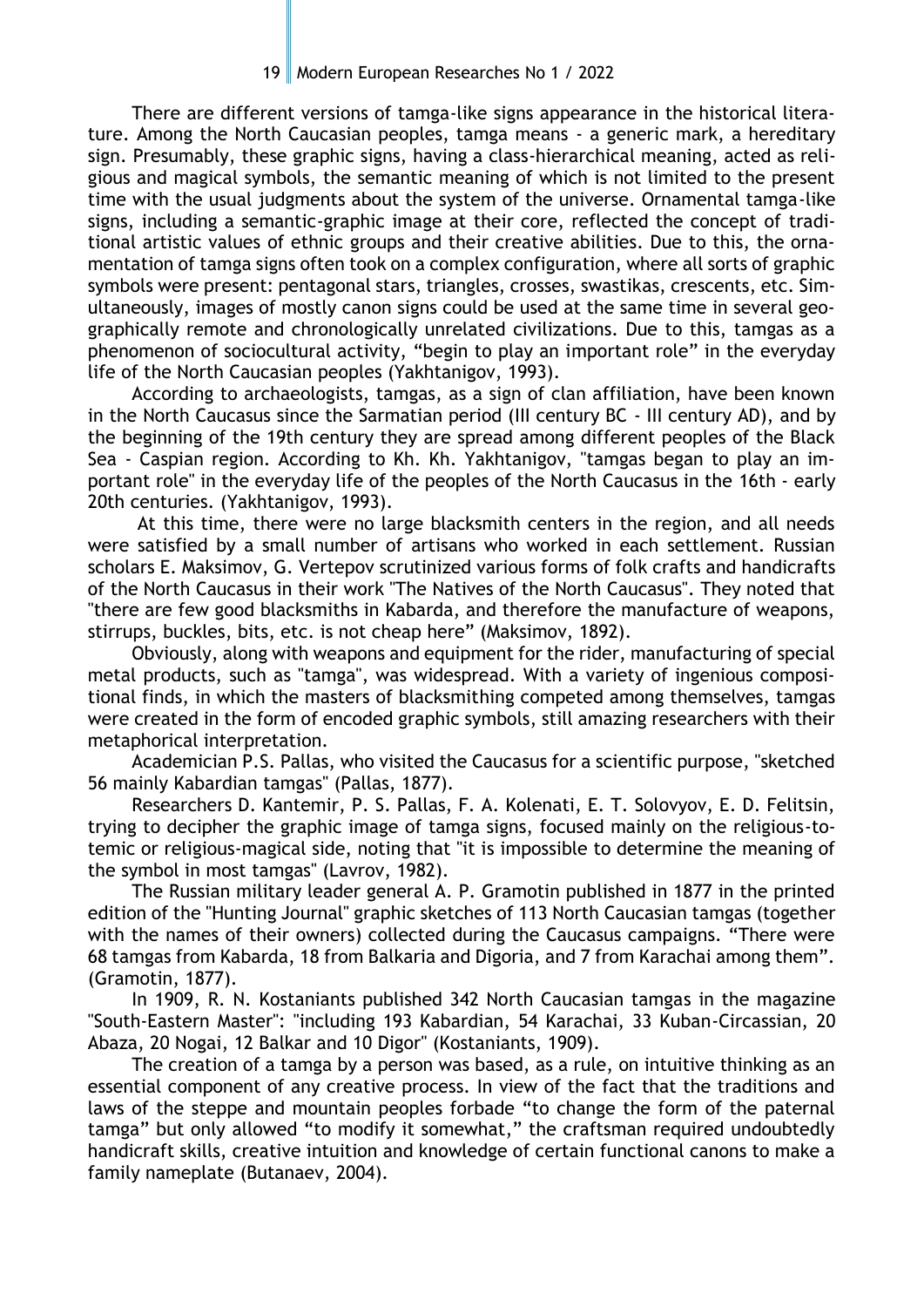There are different versions of tamga-like signs appearance in the historical literature. Among the North Caucasian peoples, tamga means - a generic mark, a hereditary sign. Presumably, these graphic signs, having a class-hierarchical meaning, acted as religious and magical symbols, the semantic meaning of which is not limited to the present time with the usual judgments about the system of the universe. Ornamental tamga-like signs, including a semantic-graphic image at their core, reflected the concept of traditional artistic values of ethnic groups and their creative abilities. Due to this, the ornamentation of tamga signs often took on a complex configuration, where all sorts of graphic symbols were present: pentagonal stars, triangles, crosses, swastikas, crescents, etc. Simultaneously, images of mostly canon signs could be used at the same time in several geographically remote and chronologically unrelated civilizations. Due to this, tamgas as a phenomenon of sociocultural activity, "begin to play an important role" in the everyday life of the North Caucasian peoples (Yakhtanigov, 1993).

According to archaeologists, tamgas, as a sign of clan affiliation, have been known in the North Caucasus since the Sarmatian period (III century BC - III century AD), and by the beginning of the 19th century they are spread among different peoples of the Black Sea - Caspian region. According to Kh. Kh. Yakhtanigov, "tamgas began to play an important role" in the everyday life of the peoples of the North Caucasus in the 16th - early 20th centuries. (Yakhtanigov, 1993).

At this time, there were no large blacksmith centers in the region, and all needs were satisfied by a small number of artisans who worked in each settlement. Russian scholars E. Maksimov, G. Vertepov scrutinized various forms of folk crafts and handicrafts of the North Caucasus in their work "The Natives of the North Caucasus". They noted that "there are few good blacksmiths in Kabarda, and therefore the manufacture of weapons, stirrups, buckles, bits, etc. is not cheap here" (Maksimov, 1892).

Obviously, along with weapons and equipment for the rider, manufacturing of special metal products, such as "tamga", was widespread. With a variety of ingenious compositional finds, in which the masters of blacksmithing competed among themselves, tamgas were created in the form of encoded graphic symbols, still amazing researchers with their metaphorical interpretation.

Academician P.S. Pallas, who visited the Caucasus for a scientific purpose, "sketched 56 mainly Kabardian tamgas" (Pallas, 1877).

Researchers D. Kantemir, P. S. Pallas, F. A. Kolenati, E. T. Solovyov, E. D. Felitsin, trying to decipher the graphic image of tamga signs, focused mainly on the religious-totemic or religious-magical side, noting that "it is impossible to determine the meaning of the symbol in most tamgas" (Lavrov, 1982).

The Russian military leader general A. P. Gramotin published in 1877 in the printed edition of the "Hunting Journal" graphic sketches of 113 North Caucasian tamgas (together with the names of their owners) collected during the Caucasus campaigns. "There were 68 tamgas from Kabarda, 18 from Balkaria and Digoria, and 7 from Karachai among them". (Gramotin, 1877).

In 1909, R. N. Kostaniants published 342 North Caucasian tamgas in the magazine "South-Eastern Master": "including 193 Kabardian, 54 Karachai, 33 Kuban-Circassian, 20 Abaza, 20 Nogai, 12 Balkar and 10 Digor" (Kostaniants, 1909).

The creation of a tamga by a person was based, as a rule, on intuitive thinking as an essential component of any creative process. In view of the fact that the traditions and laws of the steppe and mountain peoples forbade "to change the form of the paternal tamga" but only allowed "to modify it somewhat," the craftsman required undoubtedly handicraft skills, creative intuition and knowledge of certain functional canons to make a family nameplate (Butanaev, 2004).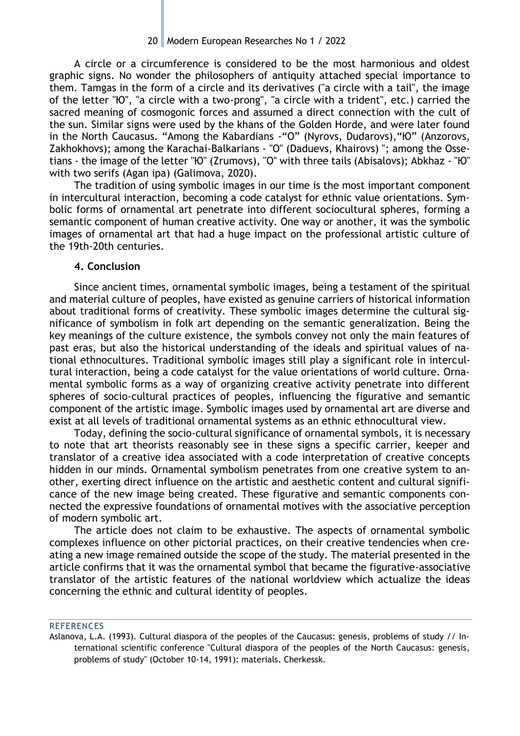A circle or a circumference is considered to be the most harmonious and oldest graphic signs. No wonder the philosophers of antiquity attached special importance to them. Tamgas in the form of a circle and its derivatives ("a circle with a tail", the image of the letter "Ю", "a circle with a two-prong", "a circle with a trident", etc.) carried the sacred meaning of cosmogonic forces and assumed a direct connection with the cult of the sun. Similar signs were used by the khans of the Golden Horde, and were later found in the North Caucasus. "Among the Kabardians -"O" (Nyrovs, Dudarovs),"Ю" (Anzorovs, Zakhokhovs); among the Karachai-Balkarians - "O" (Daduevs, Khairovs) "; among the Ossetians - the image of the letter "Ю" (Zrumovs), "O" with three tails (Abisalovs); Abkhaz - "Ю" with two serifs (Agan ipa) (Galimova, 2020).

The tradition of using symbolic images in our time is the most important component in intercultural interaction, becoming a code catalyst for ethnic value orientations. Symbolic forms of ornamental art penetrate into different sociocultural spheres, forming a semantic component of human creative activity. One way or another, it was the symbolic images of ornamental art that had a huge impact on the professional artistic culture of the 19th-20th centuries.

## 4. Conclusion

Since ancient times, ornamental symbolic images, being a testament of the spiritual and material culture of peoples, have existed as genuine carriers of historical information about traditional forms of creativity. These symbolic images determine the cultural significance of symbolism in folk art depending on the semantic generalization. Being the key meanings of the culture existence, the symbols convey not only the main features of past eras, but also the historical understanding of the ideals and spiritual values of national ethnocultures. Traditional symbolic images still play a significant role in intercultural interaction, being a code catalyst for the value orientations of world culture. Ornamental symbolic forms as a way of organizing creative activity penetrate into different spheres of socio-cultural practices of peoples, influencing the figurative and semantic component of the artistic image. Symbolic images used by ornamental art are diverse and exist at all levels of traditional ornamental systems as an ethnic ethnocultural view.

Today, defining the socio-cultural significance of ornamental symbols, it is necessary to note that art theorists reasonably see in these signs a specific carrier, keeper and translator of a creative idea associated with a code interpretation of creative concepts hidden in our minds. Ornamental symbolism penetrates from one creative system to another, exerting direct influence on the artistic and aesthetic content and cultural significance of the new image being created. These figurative and semantic components connected the expressive foundations of ornamental motives with the associative perception of modern symbolic art.

The article does not claim to be exhaustive. The aspects of ornamental symbolic complexes influence on other pictorial practices, on their creative tendencies when creating a new image remained outside the scope of the study. The material presented in the article confirms that it was the ornamental symbol that became the figurative-associative translator of the artistic features of the national worldview which actualize the ideas concerning the ethnic and cultural identity of peoples.

## REFERENCES

Aslanova, L.A. (1993). Cultural diaspora of the peoples of the Caucasus: genesis, problems of study // International scientific conference "Cultural diaspora of the peoples of the North Caucasus: genesis, problems of study" (October 10-14, 1991): materials. Cherkessk.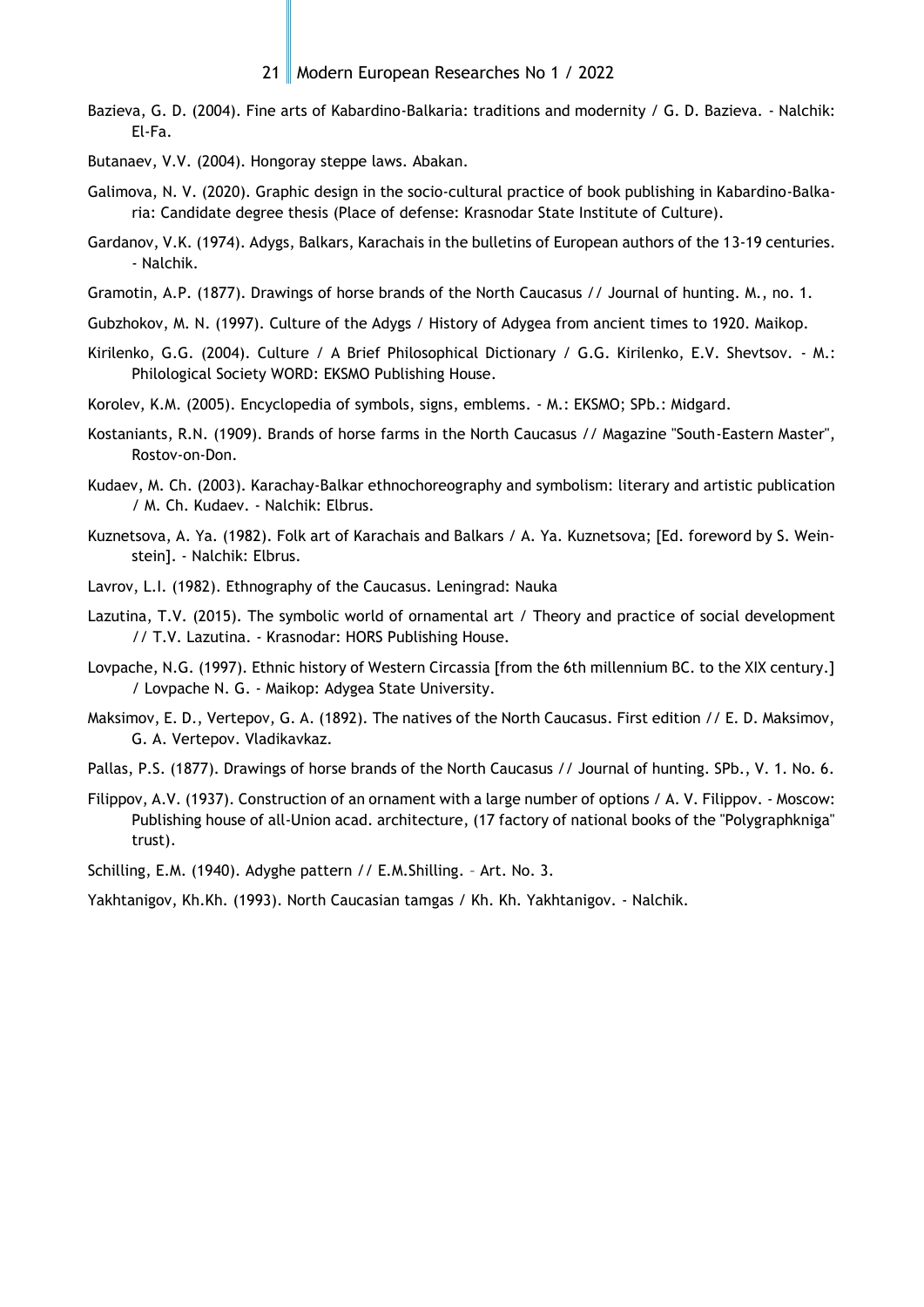Bazieva, G. D. (2004). Fine arts of Kabardino-Balkaria: traditions and modernity / G. D. Bazieva. - Nalchik: El-Fa.

Butanaev, V.V. (2004). Hongoray steppe laws. Abakan.

Galimova, N. V. (2020). Graphic design in the socio-cultural practice of book publishing in Kabardino-Balkaria: Candidate degree thesis (Place of defense: Krasnodar State Institute of Culture).

Gardanov, V.K. (1974). Adygs, Balkars, Karachais in the bulletins of European authors of the 13-19 centuries. - Nalchik.

Gramotin, A.P. (1877). Drawings of horse brands of the North Caucasus // Journal of hunting. M., no. 1.

Gubzhokov, M. N. (1997). Culture of the Adygs / History of Adygea from ancient times to 1920. Maikop.

Kirilenko, G.G. (2004). Culture / A Brief Philosophical Dictionary / G.G. Kirilenko, E.V. Shevtsov. - M.: Philological Society WORD: EKSMO Publishing House.

Korolev, K.M. (2005). Encyclopedia of symbols, signs, emblems. - M.: EKSMO; SPb.: Midgard.

Kostaniants, R.N. (1909). Brands of horse farms in the North Caucasus // Magazine "South-Eastern Master", Rostov-on-Don.

Kudaev, M. Ch. (2003). Karachay-Balkar ethnochoreography and symbolism: literary and artistic publication / M. Ch. Kudaev. - Nalchik: Elbrus.

Kuznetsova, A. Ya. (1982). Folk art of Karachais and Balkars / A. Ya. Kuznetsova; [Ed. foreword by S. Weinstein]. - Nalchik: Elbrus.

Lavrov, L.I. (1982). Ethnography of the Caucasus. Leningrad: Nauka

Lazutina, T.V. (2015). The symbolic world of ornamental art / Theory and practice of social development // T.V. Lazutina. - Krasnodar: HORS Publishing House.

Lovpache, N.G. (1997). Ethnic history of Western Circassia [from the 6th millennium BC. to the XIX century.] / Lovpache N. G. - Maikop: Adygea State University.

Maksimov, E. D., Vertepov, G. A. (1892). The natives of the North Caucasus. First edition // E. D. Maksimov, G. A. Vertepov. Vladikavkaz.

Pallas, P.S. (1877). Drawings of horse brands of the North Caucasus // Journal of hunting. SPb., V. 1. No. 6.

Filippov, A.V. (1937). Construction of an ornament with a large number of options / A. V. Filippov. - Moscow: Publishing house of all-Union acad. architecture, (17 factory of national books of the "Polygraphkniga" trust).

Schilling, E.M. (1940). Adyghe pattern // E.M.Shilling. – Art. No. 3.

Yakhtanigov, Kh.Kh. (1993). North Caucasian tamgas / Kh. Kh. Yakhtanigov. - Nalchik.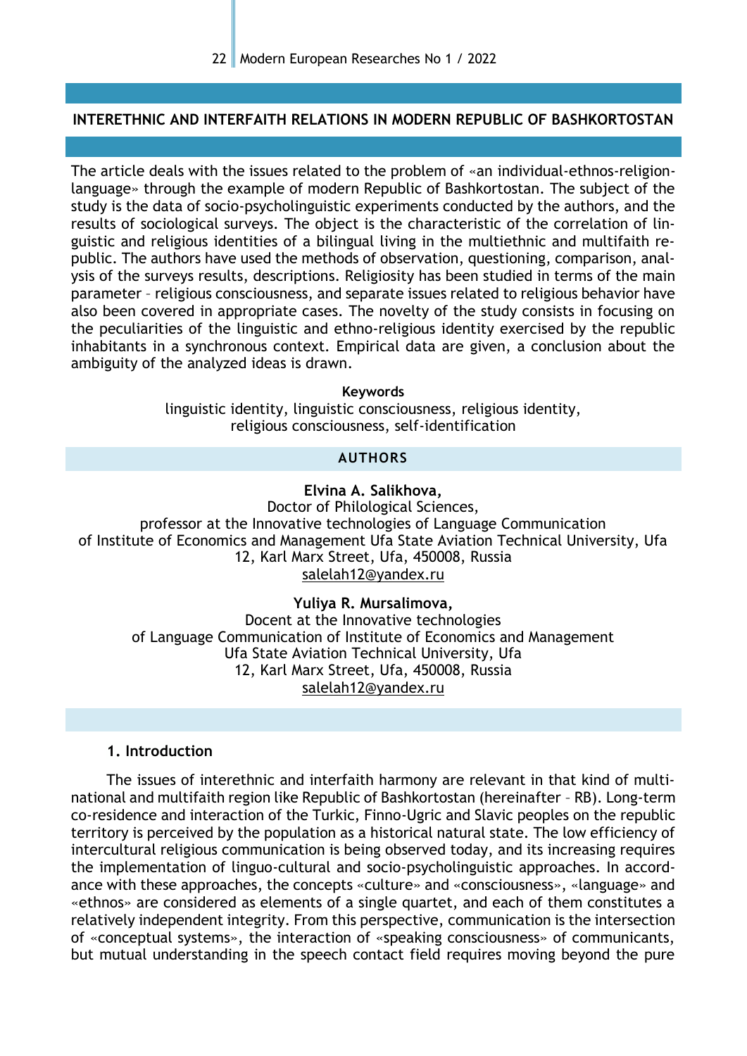## INTERETHNIC AND INTERFAITH RELATIONS IN MODERN REPUBLIC OF BASHKORTOSTAN

The article deals with the issues related to the problem of «an individual-ethnos-religion-language» through the example of modern Republic of Bashkortostan. The subject of the study is the data of socio-psycholinguistic experiments conducted by the authors, and the results of sociological surveys. The object is the characteristic of the correlation of linguistic and religious identities of a bilingual living in the multiethnic and multifaith republic. The authors have used the methods of observation, questioning, comparison, analysis of the surveys results, descriptions. Religiosity has been studied in terms of the main parameter – religious consciousness, and separate issues related to religious behavior have also been covered in appropriate cases. The novelty of the study consists in focusing on the peculiarities of the linguistic and ethno-religious identity exercised by the republic inhabitants in a synchronous context. Empirical data are given, a conclusion about the ambiguity of the analyzed ideas is drawn.

**Keywords**

linguistic identity, linguistic consciousness, religious identity, religious consciousness, self-identification

**AUTHORS**

**Elvina A. Salikhova,**
Doctor of Philological Sciences,
professor at the Innovative technologies of Language Communication
of Institute of Economics and Management Ufa State Aviation Technical University, Ufa
12, Karl Marx Street, Ufa, 450008, Russia
salelah12@yandex.ru

**Yuliya R. Mursalimova,**
Docent at the Innovative technologies
of Language Communication of Institute of Economics and Management
Ufa State Aviation Technical University, Ufa
12, Karl Marx Street, Ufa, 450008, Russia
salelah12@yandex.ru

### 1. Introduction

The issues of interethnic and interfaith harmony are relevant in that kind of multinational and multifaith region like Republic of Bashkortostan (hereinafter – RB). Long-term co-residence and interaction of the Turkic, Finno-Ugric and Slavic peoples on the republic territory is perceived by the population as a historical natural state. The low efficiency of intercultural religious communication is being observed today, and its increasing requires the implementation of linguo-cultural and socio-psycholinguistic approaches. In accordance with these approaches, the concepts «culture» and «consciousness», «language» and «ethnos» are considered as elements of a single quartet, and each of them constitutes a relatively independent integrity. From this perspective, communication is the intersection of «conceptual systems», the interaction of «speaking consciousness» of communicants, but mutual understanding in the speech contact field requires moving beyond the pure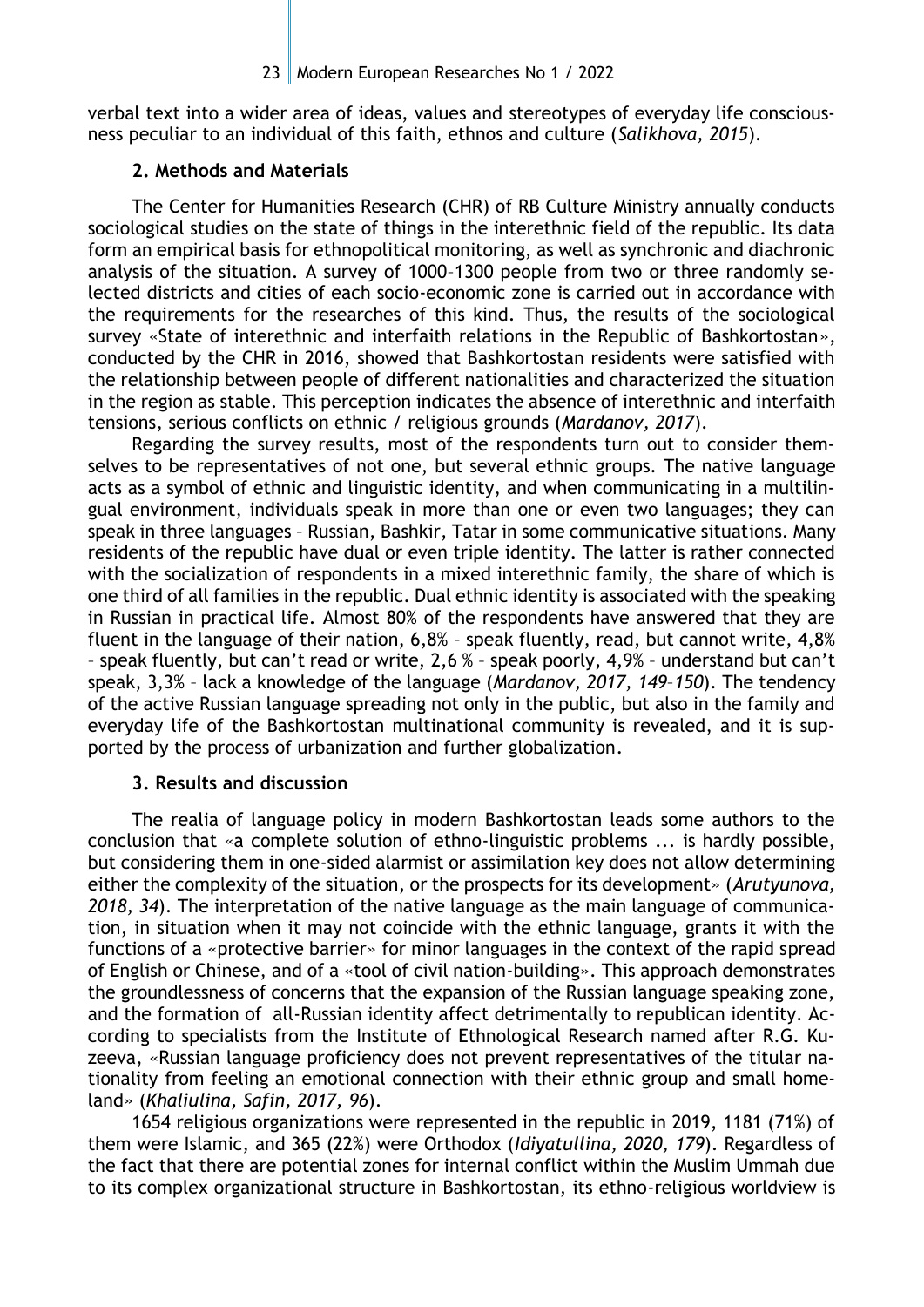verbal text into a wider area of ideas, values and stereotypes of everyday life consciousness peculiar to an individual of this faith, ethnos and culture (*Salikhova, 2015*).

## 2. Methods and Materials

The Center for Humanities Research (CHR) of RB Culture Ministry annually conducts sociological studies on the state of things in the interethnic field of the republic. Its data form an empirical basis for ethnopolitical monitoring, as well as synchronic and diachronic analysis of the situation. A survey of 1000–1300 people from two or three randomly selected districts and cities of each socio-economic zone is carried out in accordance with the requirements for the researches of this kind. Thus, the results of the sociological survey «State of interethnic and interfaith relations in the Republic of Bashkortostan», conducted by the CHR in 2016, showed that Bashkortostan residents were satisfied with the relationship between people of different nationalities and characterized the situation in the region as stable. This perception indicates the absence of interethnic and interfaith tensions, serious conflicts on ethnic / religious grounds (*Mardanov, 2017*).

Regarding the survey results, most of the respondents turn out to consider themselves to be representatives of not one, but several ethnic groups. The native language acts as a symbol of ethnic and linguistic identity, and when communicating in a multilingual environment, individuals speak in more than one or even two languages; they can speak in three languages – Russian, Bashkir, Tatar in some communicative situations. Many residents of the republic have dual or even triple identity. The latter is rather connected with the socialization of respondents in a mixed interethnic family, the share of which is one third of all families in the republic. Dual ethnic identity is associated with the speaking in Russian in practical life. Almost 80% of the respondents have answered that they are fluent in the language of their nation, 6,8% – speak fluently, read, but cannot write, 4,8% – speak fluently, but can't read or write, 2,6 % – speak poorly, 4,9% – understand but can't speak, 3,3% – lack a knowledge of the language (*Mardanov, 2017, 149–150*). The tendency of the active Russian language spreading not only in the public, but also in the family and everyday life of the Bashkortostan multinational community is revealed, and it is supported by the process of urbanization and further globalization.

## 3. Results and discussion

The realia of language policy in modern Bashkortostan leads some authors to the conclusion that «a complete solution of ethno-linguistic problems ... is hardly possible, but considering them in one-sided alarmist or assimilation key does not allow determining either the complexity of the situation, or the prospects for its development» (*Arutyunova, 2018, 34*). The interpretation of the native language as the main language of communication, in situation when it may not coincide with the ethnic language, grants it with the functions of a «protective barrier» for minor languages in the context of the rapid spread of English or Chinese, and of a «tool of civil nation-building». This approach demonstrates the groundlessness of concerns that the expansion of the Russian language speaking zone, and the formation of all-Russian identity affect detrimentally to republican identity. According to specialists from the Institute of Ethnological Research named after R.G. Kuzeeva, «Russian language proficiency does not prevent representatives of the titular nationality from feeling an emotional connection with their ethnic group and small homeland» (*Khaliulina, Safin, 2017, 96*).

1654 religious organizations were represented in the republic in 2019, 1181 (71%) of them were Islamic, and 365 (22%) were Orthodox (*Idiyatullina, 2020, 179*). Regardless of the fact that there are potential zones for internal conflict within the Muslim Ummah due to its complex organizational structure in Bashkortostan, its ethno-religious worldview is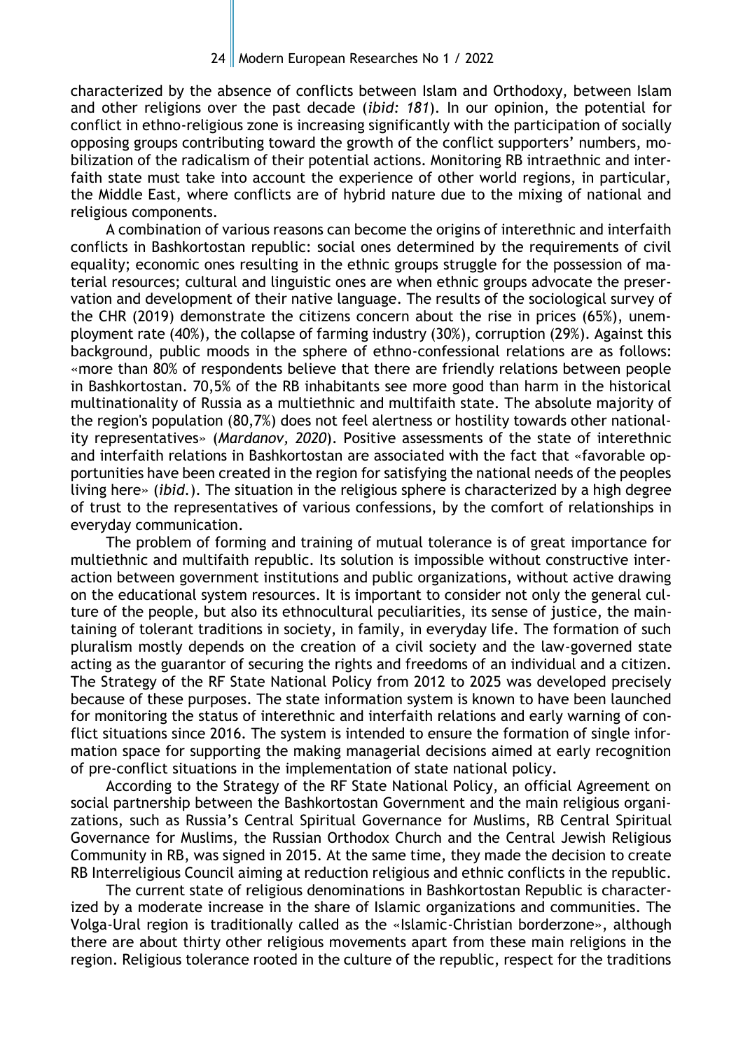characterized by the absence of conflicts between Islam and Orthodoxy, between Islam and other religions over the past decade (*ibid: 181*). In our opinion, the potential for conflict in ethno-religious zone is increasing significantly with the participation of socially opposing groups contributing toward the growth of the conflict supporters' numbers, mobilization of the radicalism of their potential actions. Monitoring RB intraethnic and interfaith state must take into account the experience of other world regions, in particular, the Middle East, where conflicts are of hybrid nature due to the mixing of national and religious components.

A combination of various reasons can become the origins of interethnic and interfaith conflicts in Bashkortostan republic: social ones determined by the requirements of civil equality; economic ones resulting in the ethnic groups struggle for the possession of material resources; cultural and linguistic ones are when ethnic groups advocate the preservation and development of their native language. The results of the sociological survey of the CHR (2019) demonstrate the citizens concern about the rise in prices (65%), unemployment rate (40%), the collapse of farming industry (30%), corruption (29%). Against this background, public moods in the sphere of ethno-confessional relations are as follows: «more than 80% of respondents believe that there are friendly relations between people in Bashkortostan. 70,5% of the RB inhabitants see more good than harm in the historical multinationality of Russia as a multiethnic and multifaith state. The absolute majority of the region's population (80,7%) does not feel alertness or hostility towards other nationality representatives» (*Mardanov, 2020*). Positive assessments of the state of interethnic and interfaith relations in Bashkortostan are associated with the fact that «favorable opportunities have been created in the region for satisfying the national needs of the peoples living here» (*ibid.*). The situation in the religious sphere is characterized by a high degree of trust to the representatives of various confessions, by the comfort of relationships in everyday communication.

The problem of forming and training of mutual tolerance is of great importance for multiethnic and multifaith republic. Its solution is impossible without constructive interaction between government institutions and public organizations, without active drawing on the educational system resources. It is important to consider not only the general culture of the people, but also its ethnocultural peculiarities, its sense of justice, the maintaining of tolerant traditions in society, in family, in everyday life. The formation of such pluralism mostly depends on the creation of a civil society and the law-governed state acting as the guarantor of securing the rights and freedoms of an individual and a citizen. The Strategy of the RF State National Policy from 2012 to 2025 was developed precisely because of these purposes. The state information system is known to have been launched for monitoring the status of interethnic and interfaith relations and early warning of conflict situations since 2016. The system is intended to ensure the formation of single information space for supporting the making managerial decisions aimed at early recognition of pre-conflict situations in the implementation of state national policy.

According to the Strategy of the RF State National Policy, an official Agreement on social partnership between the Bashkortostan Government and the main religious organizations, such as Russia's Central Spiritual Governance for Muslims, RB Central Spiritual Governance for Muslims, the Russian Orthodox Church and the Central Jewish Religious Community in RB, was signed in 2015. At the same time, they made the decision to create RB Interreligious Council aiming at reduction religious and ethnic conflicts in the republic.

The current state of religious denominations in Bashkortostan Republic is characterized by a moderate increase in the share of Islamic organizations and communities. The Volga-Ural region is traditionally called as the «Islamic-Christian borderzone», although there are about thirty other religious movements apart from these main religions in the region. Religious tolerance rooted in the culture of the republic, respect for the traditions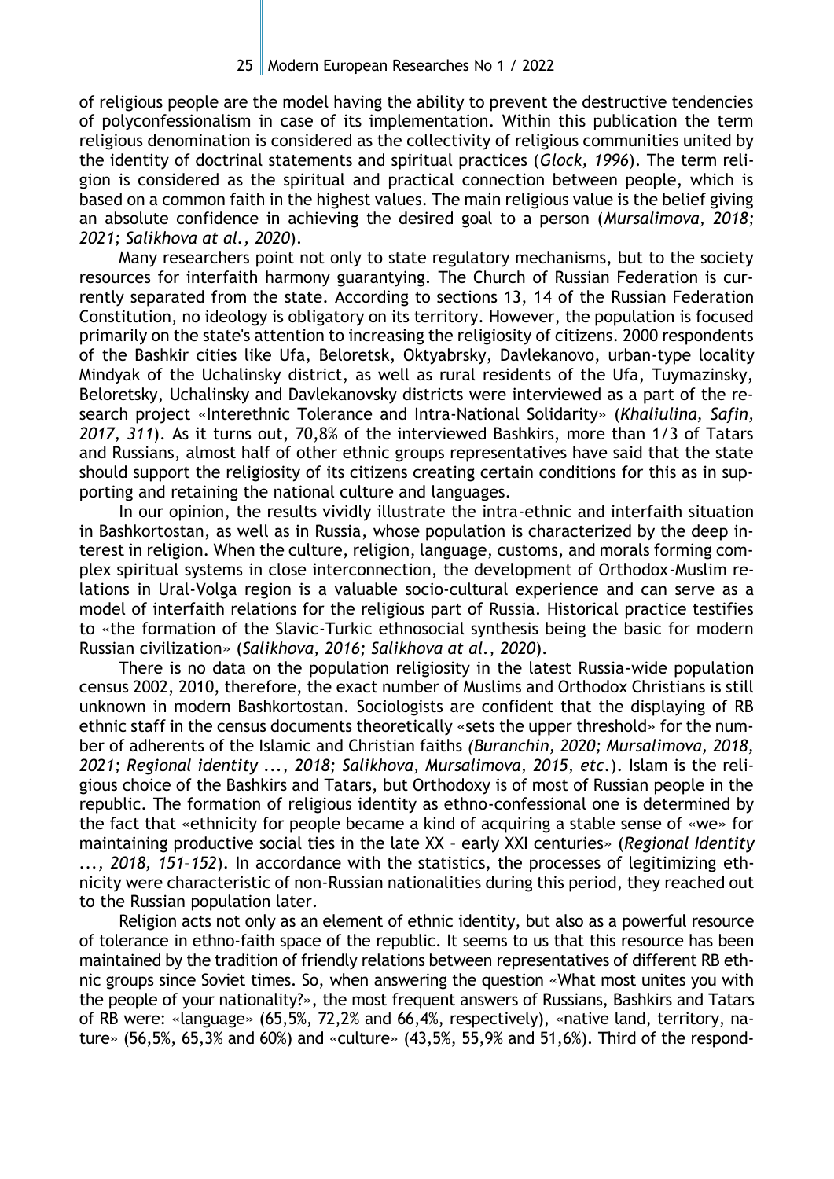of religious people are the model having the ability to prevent the destructive tendencies of polyconfessionalism in case of its implementation. Within this publication the term religious denomination is considered as the collectivity of religious communities united by the identity of doctrinal statements and spiritual practices (*Glock, 1996*). The term religion is considered as the spiritual and practical connection between people, which is based on a common faith in the highest values. The main religious value is the belief giving an absolute confidence in achieving the desired goal to a person (*Mursalimova, 2018; 2021; Salikhova at al., 2020*).

Many researchers point not only to state regulatory mechanisms, but to the society resources for interfaith harmony guarantying. The Church of Russian Federation is currently separated from the state. According to sections 13, 14 of the Russian Federation Constitution, no ideology is obligatory on its territory. However, the population is focused primarily on the state's attention to increasing the religiosity of citizens. 2000 respondents of the Bashkir cities like Ufa, Beloretsk, Oktyabrsky, Davlekanovo, urban-type locality Mindyak of the Uchalinsky district, as well as rural residents of the Ufa, Tuymazinsky, Beloretsky, Uchalinsky and Davlekanovsky districts were interviewed as a part of the research project «Interethnic Tolerance and Intra-National Solidarity» (*Khaliulina, Safin, 2017, 311*). As it turns out, 70,8% of the interviewed Bashkirs, more than 1/3 of Tatars and Russians, almost half of other ethnic groups representatives have said that the state should support the religiosity of its citizens creating certain conditions for this as in supporting and retaining the national culture and languages.

In our opinion, the results vividly illustrate the intra-ethnic and interfaith situation in Bashkortostan, as well as in Russia, whose population is characterized by the deep interest in religion. When the culture, religion, language, customs, and morals forming complex spiritual systems in close interconnection, the development of Orthodox-Muslim relations in Ural-Volga region is a valuable socio-cultural experience and can serve as a model of interfaith relations for the religious part of Russia. Historical practice testifies to «the formation of the Slavic-Turkic ethnosocial synthesis being the basic for modern Russian civilization» (*Salikhova, 2016; Salikhova at al., 2020*).

There is no data on the population religiosity in the latest Russia-wide population census 2002, 2010, therefore, the exact number of Muslims and Orthodox Christians is still unknown in modern Bashkortostan. Sociologists are confident that the displaying of RB ethnic staff in the census documents theoretically «sets the upper threshold» for the number of adherents of the Islamic and Christian faiths *(Buranchin, 2020; Mursalimova, 2018, 2021; Regional identity ..., 2018; Salikhova, Mursalimova, 2015, etc.*). Islam is the religious choice of the Bashkirs and Tatars, but Orthodoxy is of most of Russian people in the republic. The formation of religious identity as ethno-confessional one is determined by the fact that «ethnicity for people became a kind of acquiring a stable sense of «we» for maintaining productive social ties in the late XX – early XXI centuries» (*Regional Identity ..., 2018, 151–152*). In accordance with the statistics, the processes of legitimizing ethnicity were characteristic of non-Russian nationalities during this period, they reached out to the Russian population later.

Religion acts not only as an element of ethnic identity, but also as a powerful resource of tolerance in ethno-faith space of the republic. It seems to us that this resource has been maintained by the tradition of friendly relations between representatives of different RB ethnic groups since Soviet times. So, when answering the question «What most unites you with the people of your nationality?», the most frequent answers of Russians, Bashkirs and Tatars of RB were: «language» (65,5%, 72,2% and 66,4%, respectively), «native land, territory, nature» (56,5%, 65,3% and 60%) and «culture» (43,5%, 55,9% and 51,6%). Third of the respond-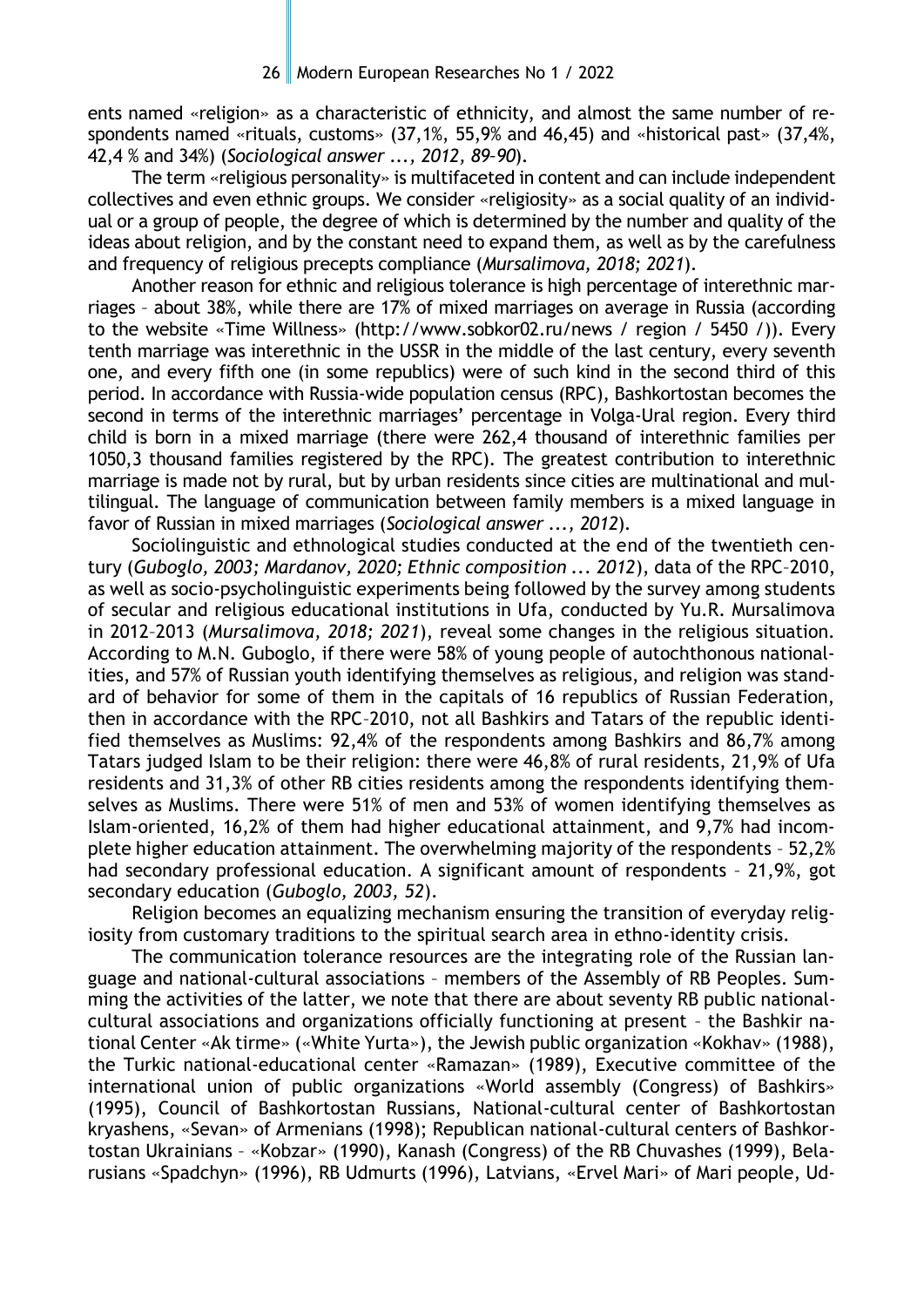ents named «religion» as a characteristic of ethnicity, and almost the same number of respondents named «rituals, customs» (37,1%, 55,9% and 46,45) and «historical past» (37,4%, 42,4 % and 34%) (*Sociological answer ..., 2012, 89–90*).

The term «religious personality» is multifaceted in content and can include independent collectives and even ethnic groups. We consider «religiosity» as a social quality of an individual or a group of people, the degree of which is determined by the number and quality of the ideas about religion, and by the constant need to expand them, as well as by the carefulness and frequency of religious precepts compliance (*Mursalimova, 2018; 2021*).

Another reason for ethnic and religious tolerance is high percentage of interethnic marriages – about 38%, while there are 17% of mixed marriages on average in Russia (according to the website «Time Willness» (http://www.sobkor02.ru/news / region / 5450 /)). Every tenth marriage was interethnic in the USSR in the middle of the last century, every seventh one, and every fifth one (in some republics) were of such kind in the second third of this period. In accordance with Russia-wide population census (RPC), Bashkortostan becomes the second in terms of the interethnic marriages' percentage in Volga-Ural region. Every third child is born in a mixed marriage (there were 262,4 thousand of interethnic families per 1050,3 thousand families registered by the RPC). The greatest contribution to interethnic marriage is made not by rural, but by urban residents since cities are multinational and multilingual. The language of communication between family members is a mixed language in favor of Russian in mixed marriages (*Sociological answer ..., 2012*).

Sociolinguistic and ethnological studies conducted at the end of the twentieth century (*Guboglo, 2003; Mardanov, 2020; Ethnic composition ... 2012*), data of the RPC–2010, as well as socio-psycholinguistic experiments being followed by the survey among students of secular and religious educational institutions in Ufa, conducted by Yu.R. Mursalimova in 2012–2013 (*Mursalimova, 2018; 2021*), reveal some changes in the religious situation. According to M.N. Guboglo, if there were 58% of young people of autochthonous nationalities, and 57% of Russian youth identifying themselves as religious, and religion was standard of behavior for some of them in the capitals of 16 republics of Russian Federation, then in accordance with the RPC–2010, not all Bashkirs and Tatars of the republic identified themselves as Muslims: 92,4% of the respondents among Bashkirs and 86,7% among Tatars judged Islam to be their religion: there were 46,8% of rural residents, 21,9% of Ufa residents and 31,3% of other RB cities residents among the respondents identifying themselves as Muslims. There were 51% of men and 53% of women identifying themselves as Islam-oriented, 16,2% of them had higher educational attainment, and 9,7% had incomplete higher education attainment. The overwhelming majority of the respondents – 52,2% had secondary professional education. A significant amount of respondents – 21,9%, got secondary education (*Guboglo, 2003, 52*).

Religion becomes an equalizing mechanism ensuring the transition of everyday religiosity from customary traditions to the spiritual search area in ethno-identity crisis.

The communication tolerance resources are the integrating role of the Russian language and national-cultural associations – members of the Assembly of RB Peoples. Summing the activities of the latter, we note that there are about seventy RB public national-cultural associations and organizations officially functioning at present – the Bashkir national Center «Ak tirme» («White Yurta»), the Jewish public organization «Kokhav» (1988), the Turkic national-educational center «Ramazan» (1989), Executive committee of the international union of public organizations «World assembly (Congress) of Bashkirs» (1995), Council of Bashkortostan Russians, National-cultural center of Bashkortostan kryashens, «Sevan» of Armenians (1998); Republican national-cultural centers of Bashkortostan Ukrainians – «Kobzar» (1990), Kanash (Congress) of the RB Chuvashes (1999), Belarusians «Spadchyn» (1996), RB Udmurts (1996), Latvians, «Ervel Mari» of Mari people, Ud-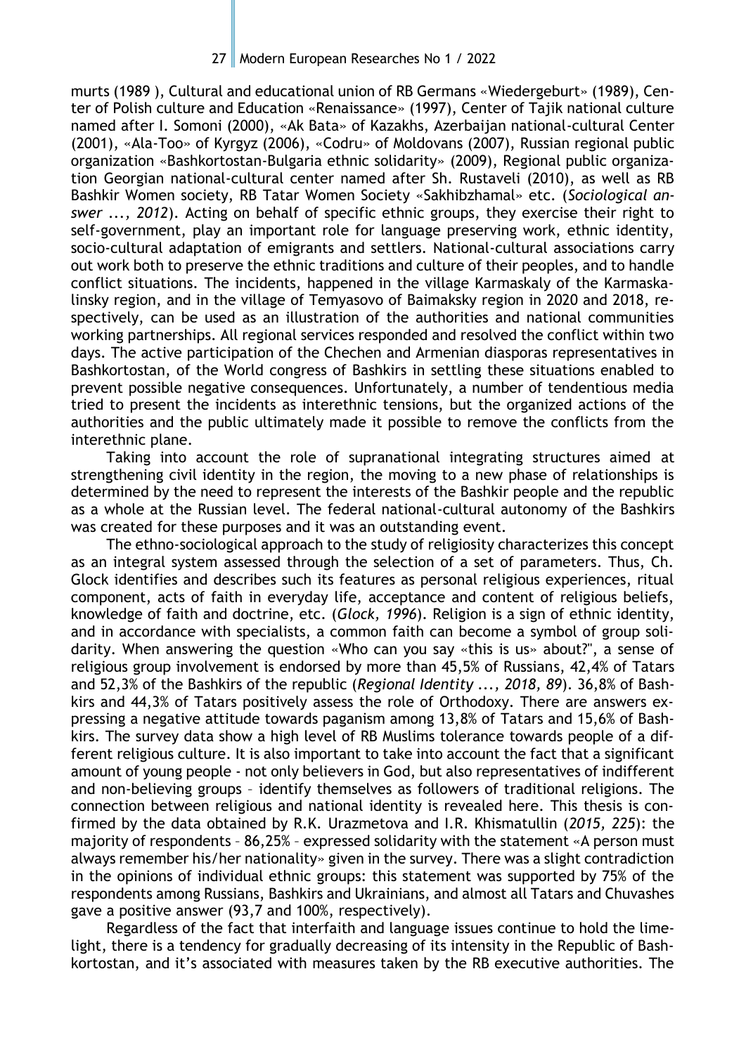murts (1989 ), Cultural and educational union of RB Germans «Wiedergeburt» (1989), Center of Polish culture and Education «Renaissance» (1997), Center of Tajik national culture named after I. Somoni (2000), «Ak Bata» of Kazakhs, Azerbaijan national-cultural Center (2001), «Ala-Too» of Kyrgyz (2006), «Codru» of Moldovans (2007), Russian regional public organization «Bashkortostan-Bulgaria ethnic solidarity» (2009), Regional public organization Georgian national-cultural center named after Sh. Rustaveli (2010), as well as RB Bashkir Women society, RB Tatar Women Society «Sakhibzhamal» etc. (*Sociological answer ..., 2012*). Acting on behalf of specific ethnic groups, they exercise their right to self-government, play an important role for language preserving work, ethnic identity, socio-cultural adaptation of emigrants and settlers. National-cultural associations carry out work both to preserve the ethnic traditions and culture of their peoples, and to handle conflict situations. The incidents, happened in the village Karmaskaly of the Karmaskalinsky region, and in the village of Temyasovo of Baimaksky region in 2020 and 2018, respectively, can be used as an illustration of the authorities and national communities working partnerships. All regional services responded and resolved the conflict within two days. The active participation of the Chechen and Armenian diasporas representatives in Bashkortostan, of the World congress of Bashkirs in settling these situations enabled to prevent possible negative consequences. Unfortunately, a number of tendentious media tried to present the incidents as interethnic tensions, but the organized actions of the authorities and the public ultimately made it possible to remove the conflicts from the interethnic plane.

Taking into account the role of supranational integrating structures aimed at strengthening civil identity in the region, the moving to a new phase of relationships is determined by the need to represent the interests of the Bashkir people and the republic as a whole at the Russian level. The federal national-cultural autonomy of the Bashkirs was created for these purposes and it was an outstanding event.

The ethno-sociological approach to the study of religiosity characterizes this concept as an integral system assessed through the selection of a set of parameters. Thus, Ch. Glock identifies and describes such its features as personal religious experiences, ritual component, acts of faith in everyday life, acceptance and content of religious beliefs, knowledge of faith and doctrine, etc. (*Glock, 1996*). Religion is a sign of ethnic identity, and in accordance with specialists, a common faith can become a symbol of group solidarity. When answering the question «Who can you say «this is us» about?", a sense of religious group involvement is endorsed by more than 45,5% of Russians, 42,4% of Tatars and 52,3% of the Bashkirs of the republic (*Regional Identity ..., 2018, 89*). 36,8% of Bashkirs and 44,3% of Tatars positively assess the role of Orthodoxy. There are answers expressing a negative attitude towards paganism among 13,8% of Tatars and 15,6% of Bashkirs. The survey data show a high level of RB Muslims tolerance towards people of a different religious culture. It is also important to take into account the fact that a significant amount of young people - not only believers in God, but also representatives of indifferent and non-believing groups – identify themselves as followers of traditional religions. The connection between religious and national identity is revealed here. This thesis is confirmed by the data obtained by R.K. Urazmetova and I.R. Khismatullin (*2015, 225*): the majority of respondents – 86,25% – expressed solidarity with the statement «A person must always remember his/her nationality» given in the survey. There was a slight contradiction in the opinions of individual ethnic groups: this statement was supported by 75% of the respondents among Russians, Bashkirs and Ukrainians, and almost all Tatars and Chuvashes gave a positive answer (93,7 and 100%, respectively).

Regardless of the fact that interfaith and language issues continue to hold the limelight, there is a tendency for gradually decreasing of its intensity in the Republic of Bashkortostan, and it's associated with measures taken by the RB executive authorities. The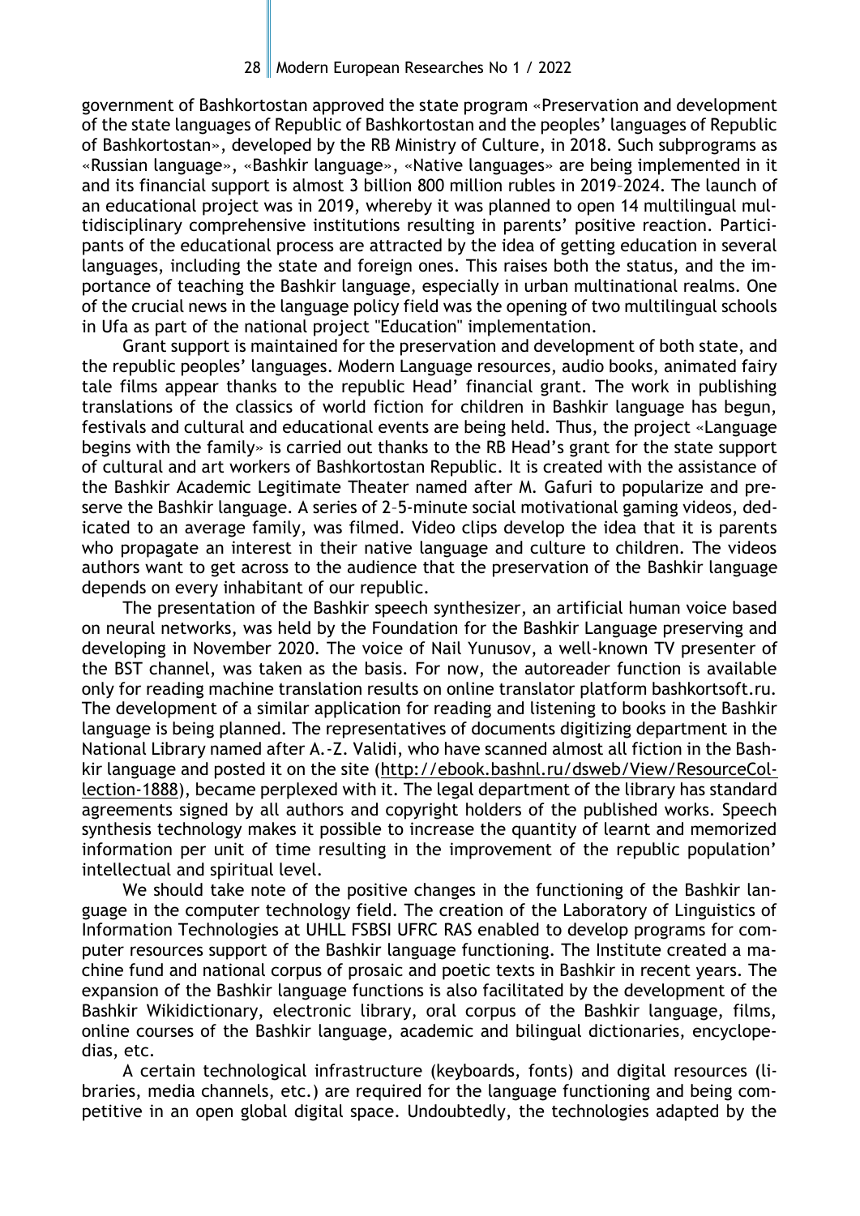government of Bashkortostan approved the state program «Preservation and development of the state languages of Republic of Bashkortostan and the peoples' languages of Republic of Bashkortostan», developed by the RB Ministry of Culture, in 2018. Such subprograms as «Russian language», «Bashkir language», «Native languages» are being implemented in it and its financial support is almost 3 billion 800 million rubles in 2019–2024. The launch of an educational project was in 2019, whereby it was planned to open 14 multilingual multidisciplinary comprehensive institutions resulting in parents' positive reaction. Participants of the educational process are attracted by the idea of getting education in several languages, including the state and foreign ones. This raises both the status, and the importance of teaching the Bashkir language, especially in urban multinational realms. One of the crucial news in the language policy field was the opening of two multilingual schools in Ufa as part of the national project "Education" implementation.

Grant support is maintained for the preservation and development of both state, and the republic peoples' languages. Modern Language resources, audio books, animated fairy tale films appear thanks to the republic Head' financial grant. The work in publishing translations of the classics of world fiction for children in Bashkir language has begun, festivals and cultural and educational events are being held. Thus, the project «Language begins with the family» is carried out thanks to the RB Head's grant for the state support of cultural and art workers of Bashkortostan Republic. It is created with the assistance of the Bashkir Academic Legitimate Theater named after M. Gafuri to popularize and preserve the Bashkir language. A series of 2–5-minute social motivational gaming videos, dedicated to an average family, was filmed. Video clips develop the idea that it is parents who propagate an interest in their native language and culture to children. The videos authors want to get across to the audience that the preservation of the Bashkir language depends on every inhabitant of our republic.

The presentation of the Bashkir speech synthesizer, an artificial human voice based on neural networks, was held by the Foundation for the Bashkir Language preserving and developing in November 2020. The voice of Nail Yunusov, a well-known TV presenter of the BST channel, was taken as the basis. For now, the autoreader function is available only for reading machine translation results on online translator platform bashkortsoft.ru. The development of a similar application for reading and listening to books in the Bashkir language is being planned. The representatives of documents digitizing department in the National Library named after A.-Z. Validi, who have scanned almost all fiction in the Bashkir language and posted it on the site (http://ebook.bashnl.ru/dsweb/View/ResourceCollection-1888), became perplexed with it. The legal department of the library has standard agreements signed by all authors and copyright holders of the published works. Speech synthesis technology makes it possible to increase the quantity of learnt and memorized information per unit of time resulting in the improvement of the republic population' intellectual and spiritual level.

We should take note of the positive changes in the functioning of the Bashkir language in the computer technology field. The creation of the Laboratory of Linguistics of Information Technologies at UHLL FSBSI UFRC RAS enabled to develop programs for computer resources support of the Bashkir language functioning. The Institute created a machine fund and national corpus of prosaic and poetic texts in Bashkir in recent years. The expansion of the Bashkir language functions is also facilitated by the development of the Bashkir Wikidictionary, electronic library, oral corpus of the Bashkir language, films, online courses of the Bashkir language, academic and bilingual dictionaries, encyclopedias, etc.

A certain technological infrastructure (keyboards, fonts) and digital resources (libraries, media channels, etc.) are required for the language functioning and being competitive in an open global digital space. Undoubtedly, the technologies adapted by the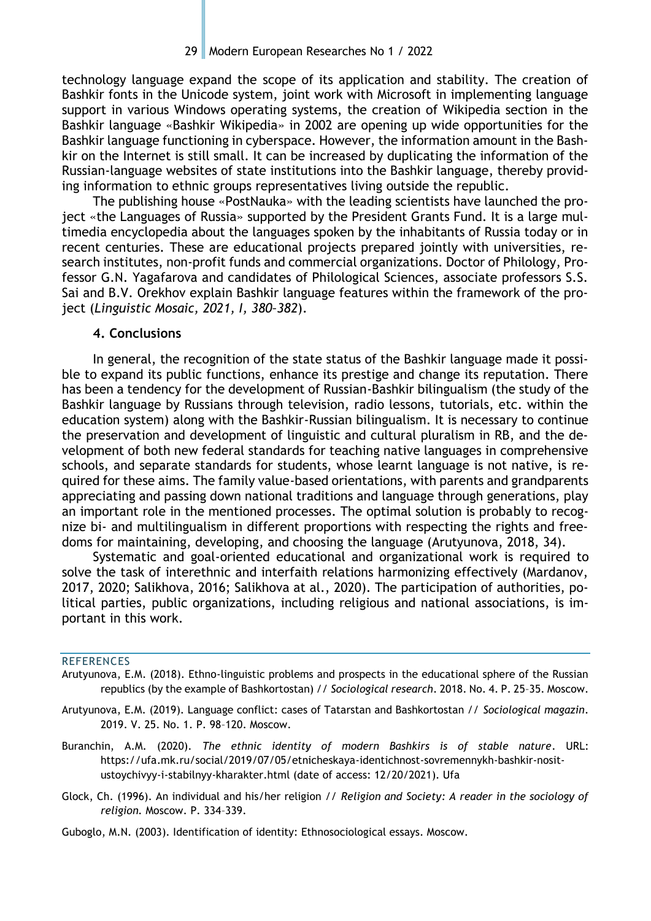technology language expand the scope of its application and stability. The creation of Bashkir fonts in the Unicode system, joint work with Microsoft in implementing language support in various Windows operating systems, the creation of Wikipedia section in the Bashkir language «Bashkir Wikipedia» in 2002 are opening up wide opportunities for the Bashkir language functioning in cyberspace. However, the information amount in the Bashkir on the Internet is still small. It can be increased by duplicating the information of the Russian-language websites of state institutions into the Bashkir language, thereby providing information to ethnic groups representatives living outside the republic.

The publishing house «PostNauka» with the leading scientists have launched the project «the Languages of Russia» supported by the President Grants Fund. It is a large multimedia encyclopedia about the languages spoken by the inhabitants of Russia today or in recent centuries. These are educational projects prepared jointly with universities, research institutes, non-profit funds and commercial organizations. Doctor of Philology, Professor G.N. Yagafarova and candidates of Philological Sciences, associate professors S.S. Sai and B.V. Orekhov explain Bashkir language features within the framework of the project (*Linguistic Mosaic, 2021, I, 380–382*).

### 4. Conclusions

In general, the recognition of the state status of the Bashkir language made it possible to expand its public functions, enhance its prestige and change its reputation. There has been a tendency for the development of Russian-Bashkir bilingualism (the study of the Bashkir language by Russians through television, radio lessons, tutorials, etc. within the education system) along with the Bashkir-Russian bilingualism. It is necessary to continue the preservation and development of linguistic and cultural pluralism in RB, and the development of both new federal standards for teaching native languages in comprehensive schools, and separate standards for students, whose learnt language is not native, is required for these aims. The family value-based orientations, with parents and grandparents appreciating and passing down national traditions and language through generations, play an important role in the mentioned processes. The optimal solution is probably to recognize bi- and multilingualism in different proportions with respecting the rights and freedoms for maintaining, developing, and choosing the language (Arutyunova, 2018, 34).

Systematic and goal-oriented educational and organizational work is required to solve the task of interethnic and interfaith relations harmonizing effectively (Mardanov, 2017, 2020; Salikhova, 2016; Salikhova at al., 2020). The participation of authorities, political parties, public organizations, including religious and national associations, is important in this work.

## REFERENCES

Arutyunova, E.M. (2018). Ethno-linguistic problems and prospects in the educational sphere of the Russian republics (by the example of Bashkortostan) // *Sociological research*. 2018. No. 4. P. 25–35. Moscow.

Arutyunova, E.M. (2019). Language conflict: cases of Tatarstan and Bashkortostan // *Sociological magazin*. 2019. V. 25. No. 1. P. 98–120. Moscow.

Buranchin, A.M. (2020). *The ethnic identity of modern Bashkirs is of stable nature*. URL: https://ufa.mk.ru/social/2019/07/05/etnicheskaya-identichnost-sovremennykh-bashkir-nosit-ustoychivyy-i-stabilnyy-kharakter.html (date of access: 12/20/2021). Ufa

Glock, Ch. (1996). An individual and his/her religion // *Religion and Society: A reader in the sociology of religion.* Moscow. P. 334–339.

Guboglo, M.N. (2003). Identification of identity: Ethnosociological essays. Moscow.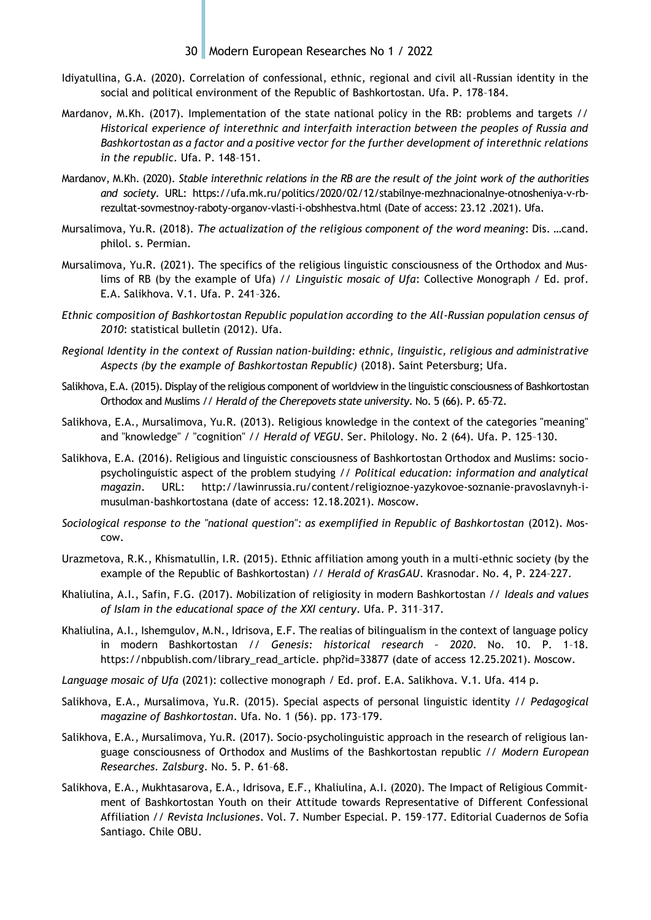Idiyatullina, G.A. (2020). Correlation of confessional, ethnic, regional and civil all-Russian identity in the social and political environment of the Republic of Bashkortostan. Ufa. P. 178–184.

Mardanov, M.Kh. (2017). Implementation of the state national policy in the RB: problems and targets // *Historical experience of interethnic and interfaith interaction between the peoples of Russia and Bashkortostan as a factor and a positive vector for the further development of interethnic relations in the republic*. Ufa. P. 148–151.

Mardanov, M.Kh. (2020). *Stable interethnic relations in the RB are the result of the joint work of the authorities and society*. URL: https://ufa.mk.ru/politics/2020/02/12/stabilnye-mezhnacionalnye-otnosheniya-v-rb-rezultat-sovmestnoy-raboty-organov-vlasti-i-obshhestva.html (Date of access: 23.12 .2021). Ufa.

Mursalimova, Yu.R. (2018). *The actualization of the religious component of the word meaning*: Dis. …cand. philol. s. Permian.

Mursalimova, Yu.R. (2021). The specifics of the religious linguistic consciousness of the Orthodox and Muslims of RB (by the example of Ufa) // *Linguistic mosaic of Ufa*: Collective Monograph / Ed. prof. E.A. Salikhova. V.1. Ufa. P. 241–326.

*Ethnic composition of Bashkortostan Republic population according to the All-Russian population census of 2010*: statistical bulletin (2012). Ufa.

*Regional Identity in the context of Russian nation-building: ethnic, linguistic, religious and administrative Aspects (by the example of Bashkortostan Republic)* (2018). Saint Petersburg; Ufa.

Salikhova, E.A. (2015). Display of the religious component of worldview in the linguistic consciousness of Bashkortostan Orthodox and Muslims // *Herald of the Cherepovets state university*. No. 5 (66). P. 65–72.

Salikhova, E.A., Mursalimova, Yu.R. (2013). Religious knowledge in the context of the categories "meaning" and "knowledge" / "cognition" // *Herald of VEGU*. Ser. Philology. No. 2 (64). Ufa. P. 125–130.

Salikhova, E.A. (2016). Religious and linguistic consciousness of Bashkortostan Orthodox and Muslims: socio-psycholinguistic aspect of the problem studying // *Political education: information and analytical magazin*. URL: http://lawinrussia.ru/content/religioznoe-yazykovoe-soznanie-pravoslavnyh-i-musulman-bashkortostana (date of access: 12.18.2021). Moscow.

*Sociological response to the "national question": as exemplified in Republic of Bashkortostan* (2012). Moscow.

Urazmetova, R.K., Khismatullin, I.R. (2015). Ethnic affiliation among youth in a multi-ethnic society (by the example of the Republic of Bashkortostan) // *Herald of KrasGAU*. Krasnodar. No. 4, P. 224–227.

Khaliulina, A.I., Safin, F.G. (2017). Mobilization of religiosity in modern Bashkortostan // *Ideals and values of Islam in the educational space of the XXI century*. Ufa. P. 311–317.

Khaliulina, A.I., Ishemgulov, M.N., Idrisova, E.F. The realias of bilingualism in the context of language policy in modern Bashkortostan // *Genesis: historical research – 2020*. No. 10. P. 1–18. https://nbpublish.com/library_read_article. php?id=33877 (date of access 12.25.2021). Moscow.

*Language mosaic of Ufa* (2021): collective monograph / Ed. prof. E.A. Salikhova. V.1. Ufa. 414 p.

Salikhova, E.A., Mursalimova, Yu.R. (2015). Special aspects of personal linguistic identity // *Pedagogical magazine of Bashkortostan*. Ufa. No. 1 (56). pp. 173–179.

Salikhova, E.A., Mursalimova, Yu.R. (2017). Socio-psycholinguistic approach in the research of religious language consciousness of Orthodox and Muslims of the Bashkortostan republic // *Modern European Researches. Zalsburg*. No. 5. P. 61–68.

Salikhova, E.A., Mukhtasarova, E.A., Idrisova, E.F., Khaliulina, A.I. (2020). The Impact of Religious Commitment of Bashkortostan Youth on their Attitude towards Representative of Different Confessional Affiliation // *Revista Inclusiones*. Vol. 7. Number Especial. P. 159–177. Editorial Cuadernos de Sofia Santiago. Chile OBU.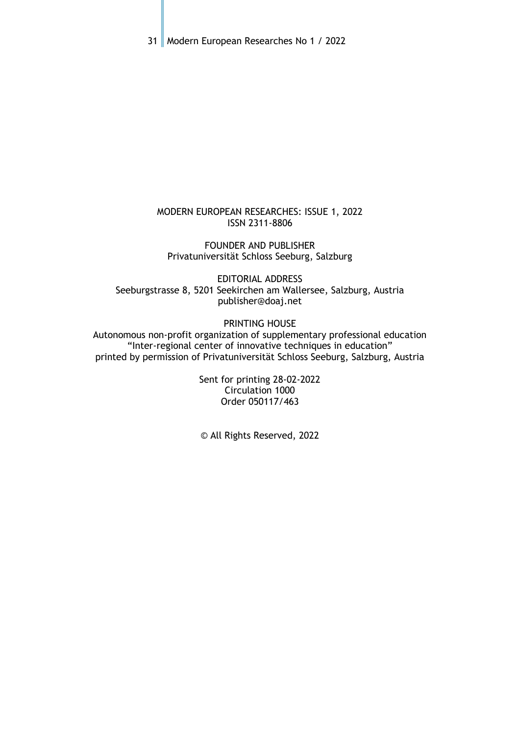MODERN EUROPEAN RESEARCHES: ISSUE 1, 2022
ISSN 2311-8806

FOUNDER AND PUBLISHER
Privatuniversität Schloss Seeburg, Salzburg

EDITORIAL ADDRESS
Seeburgstrasse 8, 5201 Seekirchen am Wallersee, Salzburg, Austria
publisher@doaj.net

PRINTING HOUSE
Autonomous non-profit organization of supplementary professional education
"Inter-regional center of innovative techniques in education"
printed by permission of Privatuniversität Schloss Seeburg, Salzburg, Austria

Sent for printing 28-02-2022
Circulation 1000
Order 050117/463

© All Rights Reserved, 2022